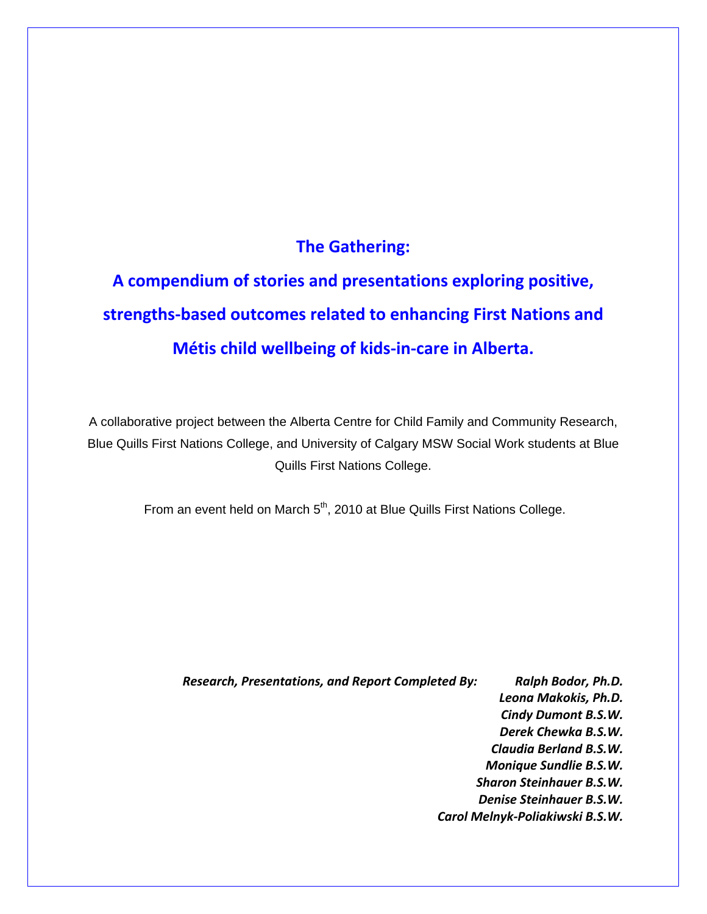# The Gathering:

# A compendium of stories and presentations exploring positive, strengths-based outcomes related to enhancing First Nations and Métis child wellbeing of kids-in-care in Alberta.

A collaborative project between the Alberta Centre for Child Family and Community Research, Blue Quills First Nations College, and University of Calgary MSW Social Work students at Blue Quills First Nations College.

From an event held on March 5th, 2010 at Blue Quills First Nations College.

***Research, Presentations, and Report Completed By:***

***Ralph Bodor, Ph.D.***
***Leona Makokis, Ph.D.***
***Cindy Dumont B.S.W.***
***Derek Chewka B.S.W.***
***Claudia Berland B.S.W.***
***Monique Sundlie B.S.W.***
***Sharon Steinhauer B.S.W.***
***Denise Steinhauer B.S.W.***
***Carol Melnyk-Poliakiwski B.S.W.***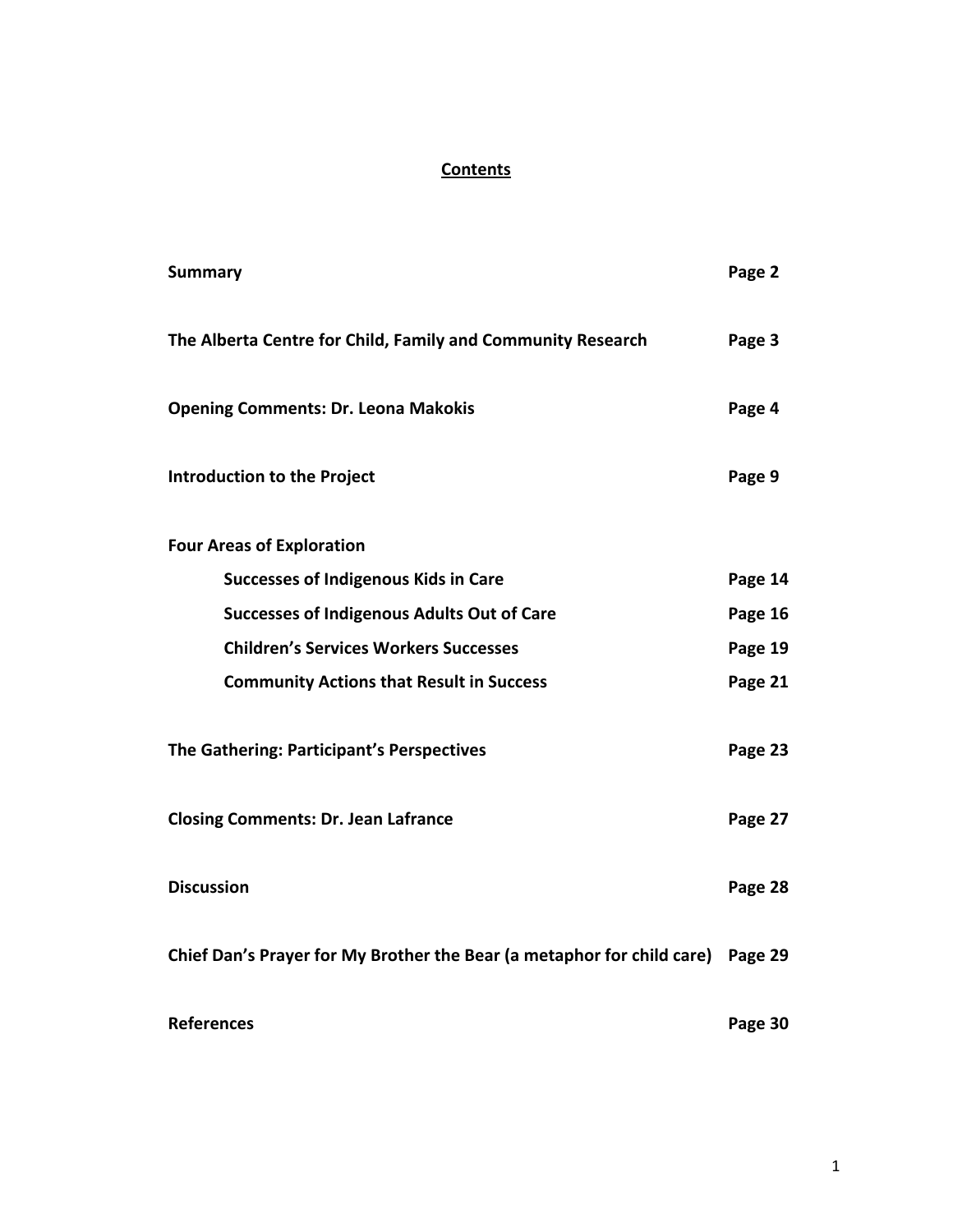# Contents

| | |
|---|---|
| **Summary** | **Page 2** |
| **The Alberta Centre for Child, Family and Community Research** | **Page 3** |
| **Opening Comments: Dr. Leona Makokis** | **Page 4** |
| **Introduction to the Project** | **Page 9** |
| **Four Areas of Exploration** | |
| **Successes of Indigenous Kids in Care** | **Page 14** |
| **Successes of Indigenous Adults Out of Care** | **Page 16** |
| **Children's Services Workers Successes** | **Page 19** |
| **Community Actions that Result in Success** | **Page 21** |
| **The Gathering: Participant's Perspectives** | **Page 23** |
| **Closing Comments: Dr. Jean Lafrance** | **Page 27** |
| **Discussion** | **Page 28** |
| **Chief Dan's Prayer for My Brother the Bear (a metaphor for child care)** | **Page 29** |
| **References** | **Page 30** |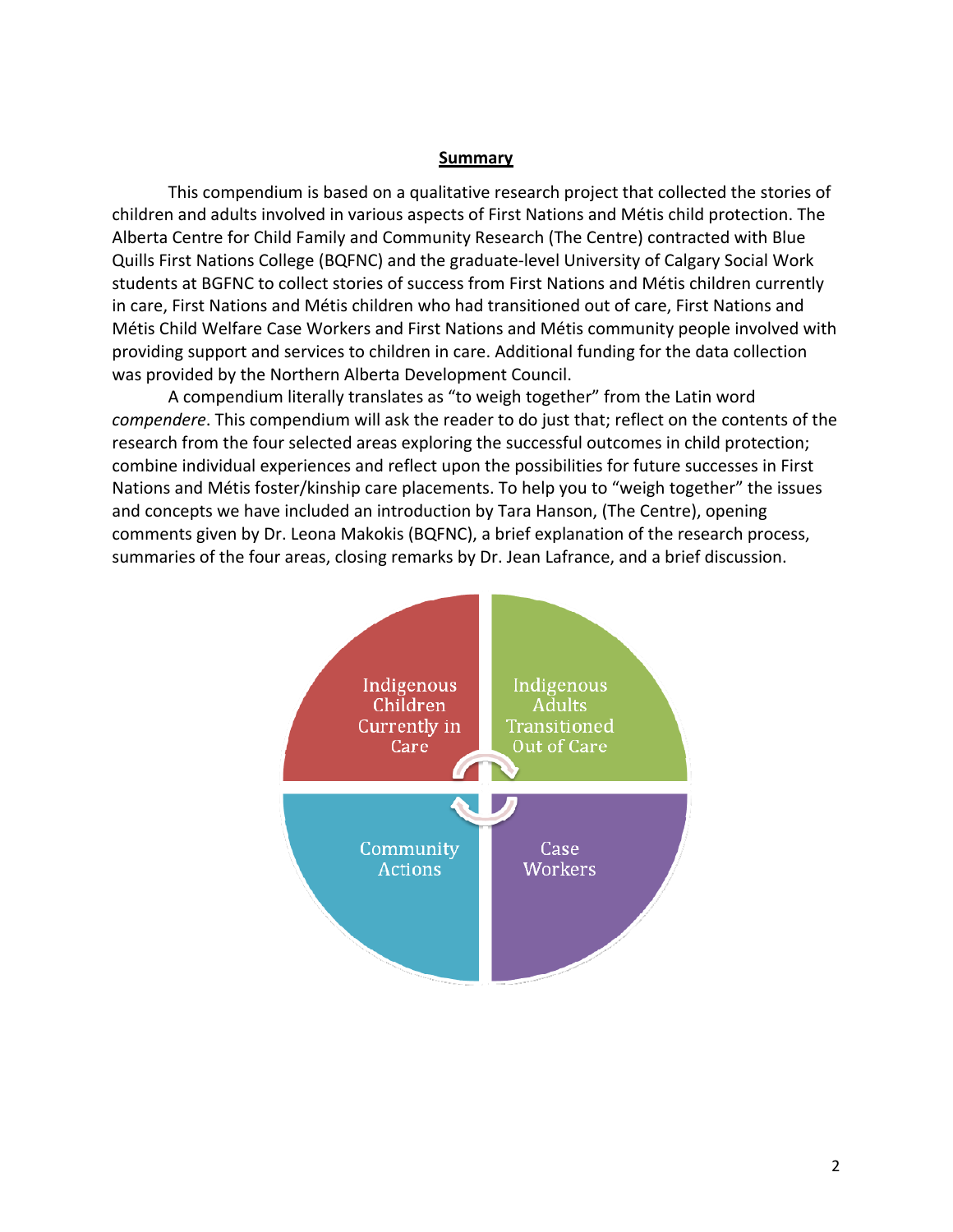## Summary

This compendium is based on a qualitative research project that collected the stories of children and adults involved in various aspects of First Nations and Métis child protection. The Alberta Centre for Child Family and Community Research (The Centre) contracted with Blue Quills First Nations College (BQFNC) and the graduate-level University of Calgary Social Work students at BGFNC to collect stories of success from First Nations and Métis children currently in care, First Nations and Métis children who had transitioned out of care, First Nations and Métis Child Welfare Case Workers and First Nations and Métis community people involved with providing support and services to children in care. Additional funding for the data collection was provided by the Northern Alberta Development Council.

A compendium literally translates as "to weigh together" from the Latin word *compendere*. This compendium will ask the reader to do just that; reflect on the contents of the research from the four selected areas exploring the successful outcomes in child protection; combine individual experiences and reflect upon the possibilities for future successes in First Nations and Métis foster/kinship care placements. To help you to "weigh together" the issues and concepts we have included an introduction by Tara Hanson, (The Centre), opening comments given by Dr. Leona Makokis (BQFNC), a brief explanation of the research process, summaries of the four areas, closing remarks by Dr. Jean Lafrance, and a brief discussion.

Indigenous Children Currently in Care

Indigenous Adults Transitioned Out of Care

Community Actions

Case Workers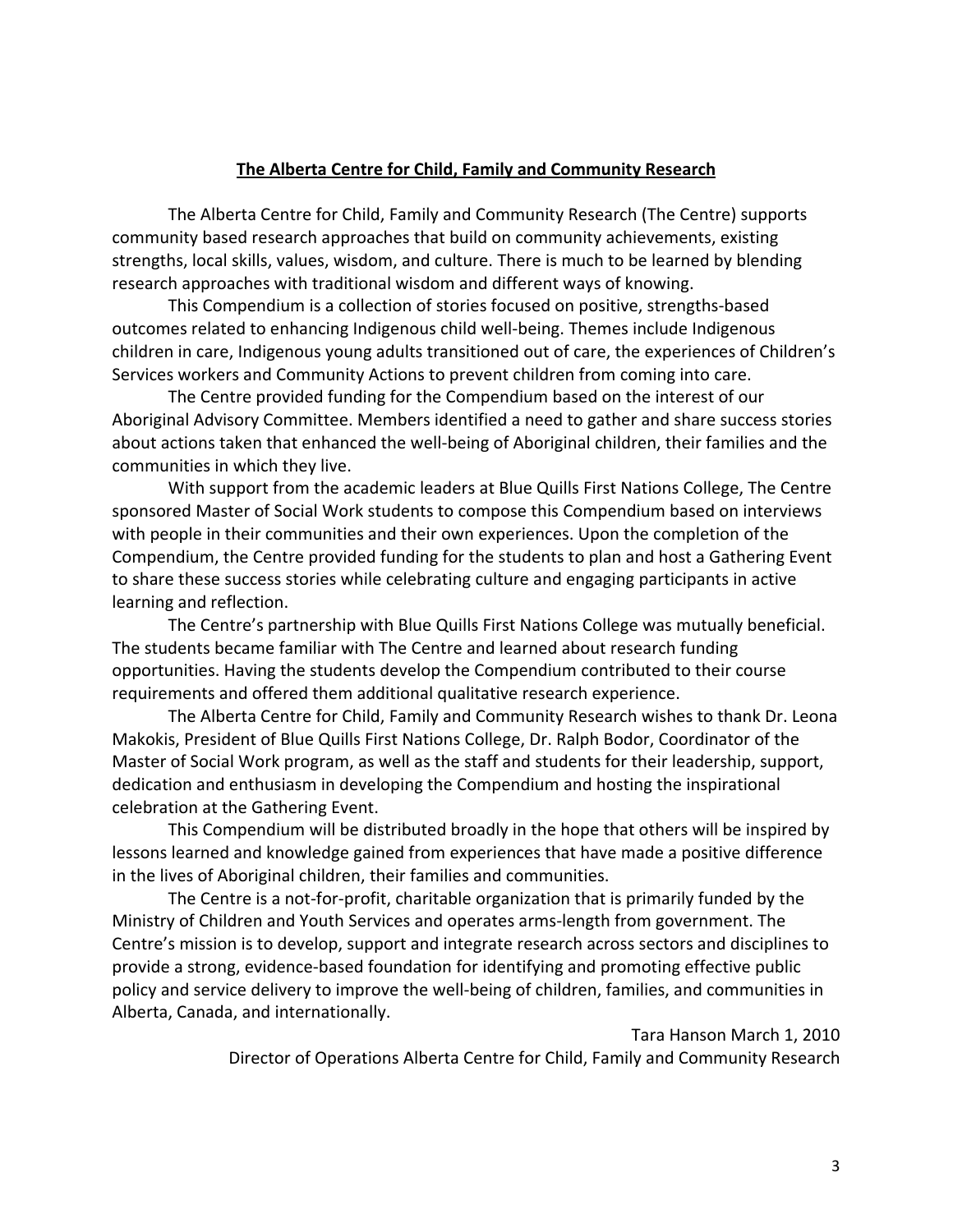## The Alberta Centre for Child, Family and Community Research

The Alberta Centre for Child, Family and Community Research (The Centre) supports community based research approaches that build on community achievements, existing strengths, local skills, values, wisdom, and culture. There is much to be learned by blending research approaches with traditional wisdom and different ways of knowing.

This Compendium is a collection of stories focused on positive, strengths-based outcomes related to enhancing Indigenous child well-being. Themes include Indigenous children in care, Indigenous young adults transitioned out of care, the experiences of Children's Services workers and Community Actions to prevent children from coming into care.

The Centre provided funding for the Compendium based on the interest of our Aboriginal Advisory Committee. Members identified a need to gather and share success stories about actions taken that enhanced the well-being of Aboriginal children, their families and the communities in which they live.

With support from the academic leaders at Blue Quills First Nations College, The Centre sponsored Master of Social Work students to compose this Compendium based on interviews with people in their communities and their own experiences. Upon the completion of the Compendium, the Centre provided funding for the students to plan and host a Gathering Event to share these success stories while celebrating culture and engaging participants in active learning and reflection.

The Centre's partnership with Blue Quills First Nations College was mutually beneficial. The students became familiar with The Centre and learned about research funding opportunities. Having the students develop the Compendium contributed to their course requirements and offered them additional qualitative research experience.

The Alberta Centre for Child, Family and Community Research wishes to thank Dr. Leona Makokis, President of Blue Quills First Nations College, Dr. Ralph Bodor, Coordinator of the Master of Social Work program, as well as the staff and students for their leadership, support, dedication and enthusiasm in developing the Compendium and hosting the inspirational celebration at the Gathering Event.

This Compendium will be distributed broadly in the hope that others will be inspired by lessons learned and knowledge gained from experiences that have made a positive difference in the lives of Aboriginal children, their families and communities.

The Centre is a not-for-profit, charitable organization that is primarily funded by the Ministry of Children and Youth Services and operates arms-length from government. The Centre's mission is to develop, support and integrate research across sectors and disciplines to provide a strong, evidence-based foundation for identifying and promoting effective public policy and service delivery to improve the well-being of children, families, and communities in Alberta, Canada, and internationally.

Tara Hanson March 1, 2010

Director of Operations Alberta Centre for Child, Family and Community Research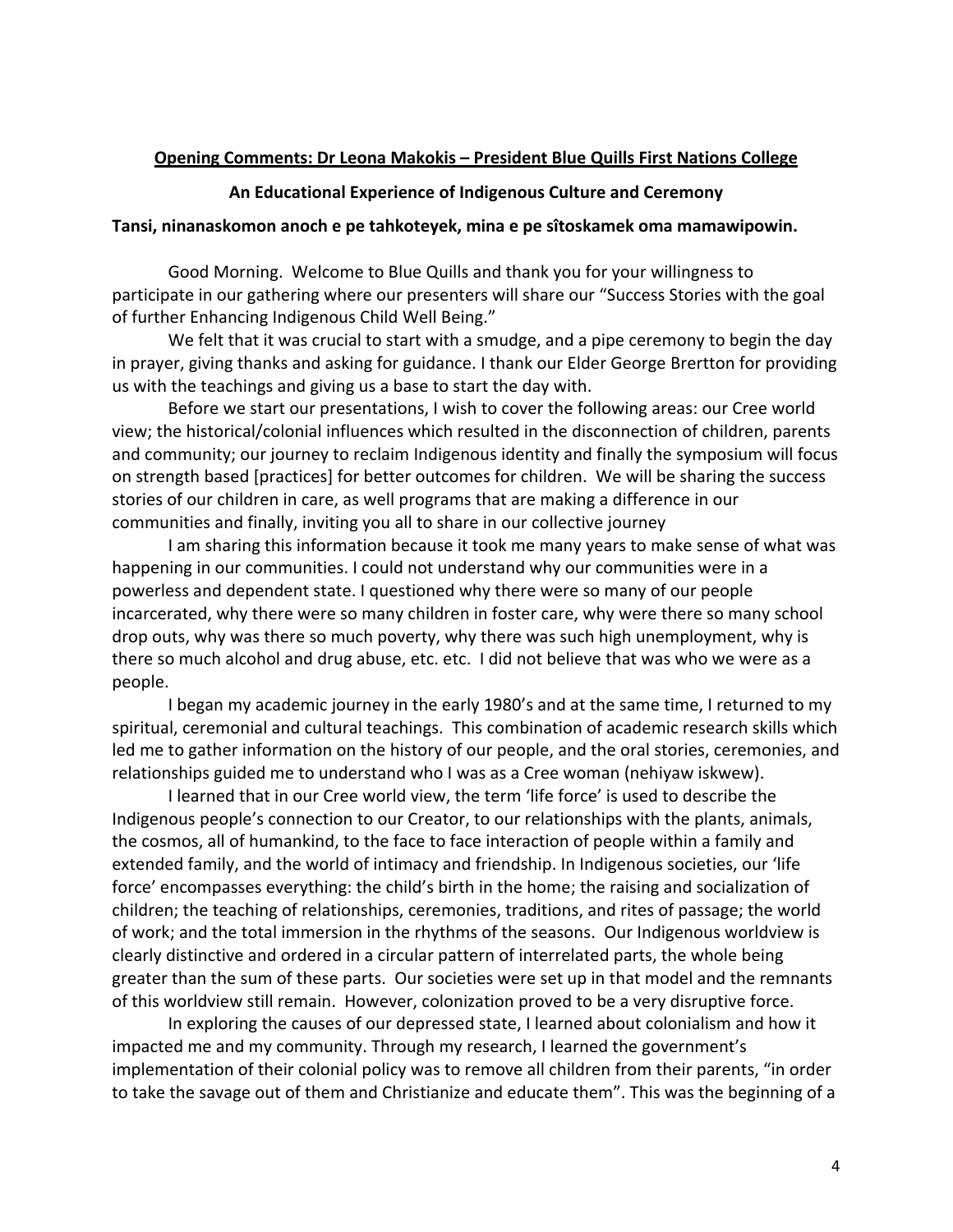**Opening Comments: Dr Leona Makokis – President Blue Quills First Nations College**

**An Educational Experience of Indigenous Culture and Ceremony**

**Tansi, ninanaskomon anoch e pe tahkoteyek, mina e pe sîtoskamek oma mamawipowin.**

Good Morning. Welcome to Blue Quills and thank you for your willingness to participate in our gathering where our presenters will share our "Success Stories with the goal of further Enhancing Indigenous Child Well Being."

We felt that it was crucial to start with a smudge, and a pipe ceremony to begin the day in prayer, giving thanks and asking for guidance. I thank our Elder George Brertton for providing us with the teachings and giving us a base to start the day with.

Before we start our presentations, I wish to cover the following areas: our Cree world view; the historical/colonial influences which resulted in the disconnection of children, parents and community; our journey to reclaim Indigenous identity and finally the symposium will focus on strength based [practices] for better outcomes for children. We will be sharing the success stories of our children in care, as well programs that are making a difference in our communities and finally, inviting you all to share in our collective journey

I am sharing this information because it took me many years to make sense of what was happening in our communities. I could not understand why our communities were in a powerless and dependent state. I questioned why there were so many of our people incarcerated, why there were so many children in foster care, why were there so many school drop outs, why was there so much poverty, why there was such high unemployment, why is there so much alcohol and drug abuse, etc. etc. I did not believe that was who we were as a people.

I began my academic journey in the early 1980's and at the same time, I returned to my spiritual, ceremonial and cultural teachings. This combination of academic research skills which led me to gather information on the history of our people, and the oral stories, ceremonies, and relationships guided me to understand who I was as a Cree woman (nehiyaw iskwew).

I learned that in our Cree world view, the term 'life force' is used to describe the Indigenous people's connection to our Creator, to our relationships with the plants, animals, the cosmos, all of humankind, to the face to face interaction of people within a family and extended family, and the world of intimacy and friendship. In Indigenous societies, our 'life force' encompasses everything: the child's birth in the home; the raising and socialization of children; the teaching of relationships, ceremonies, traditions, and rites of passage; the world of work; and the total immersion in the rhythms of the seasons. Our Indigenous worldview is clearly distinctive and ordered in a circular pattern of interrelated parts, the whole being greater than the sum of these parts. Our societies were set up in that model and the remnants of this worldview still remain. However, colonization proved to be a very disruptive force.

In exploring the causes of our depressed state, I learned about colonialism and how it impacted me and my community. Through my research, I learned the government's implementation of their colonial policy was to remove all children from their parents, "in order to take the savage out of them and Christianize and educate them". This was the beginning of a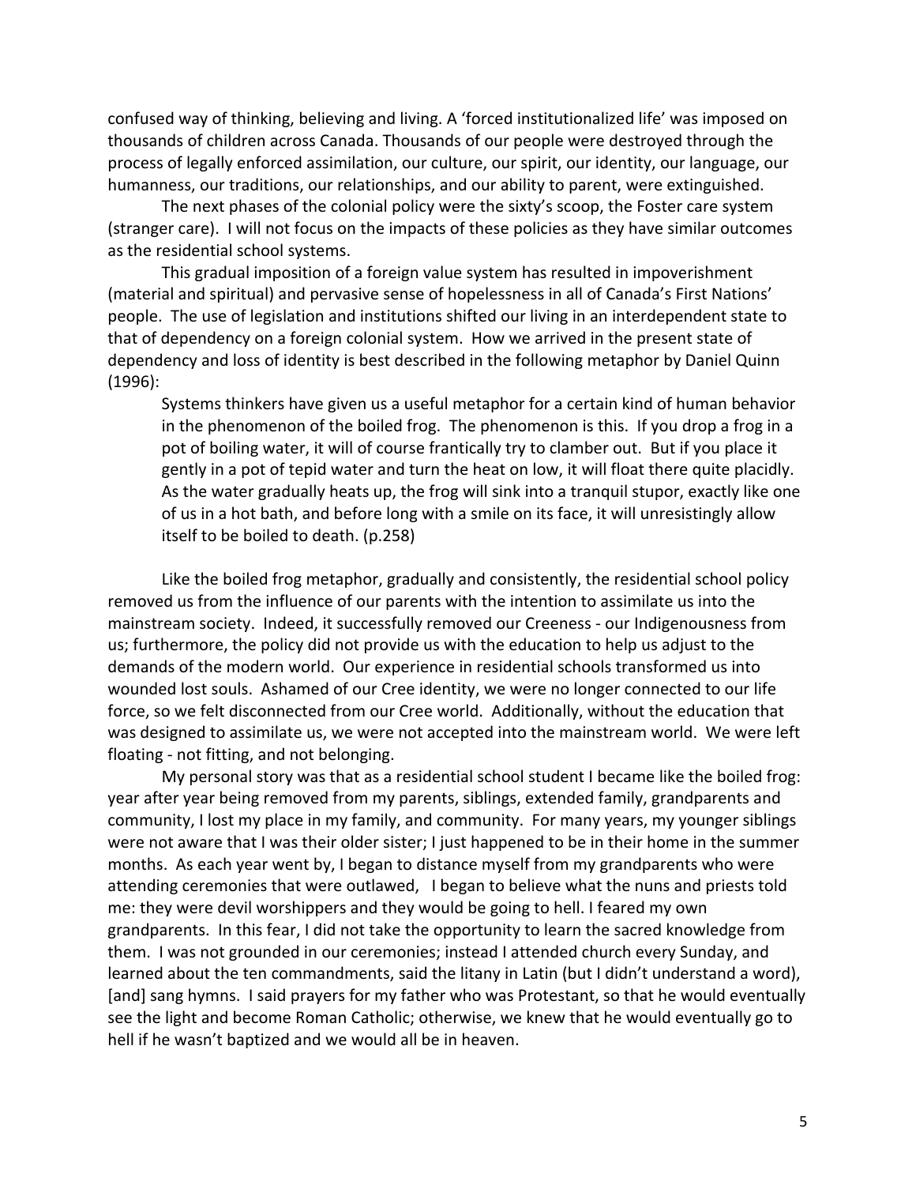confused way of thinking, believing and living. A 'forced institutionalized life' was imposed on thousands of children across Canada. Thousands of our people were destroyed through the process of legally enforced assimilation, our culture, our spirit, our identity, our language, our humanness, our traditions, our relationships, and our ability to parent, were extinguished.

The next phases of the colonial policy were the sixty's scoop, the Foster care system (stranger care). I will not focus on the impacts of these policies as they have similar outcomes as the residential school systems.

This gradual imposition of a foreign value system has resulted in impoverishment (material and spiritual) and pervasive sense of hopelessness in all of Canada's First Nations' people. The use of legislation and institutions shifted our living in an interdependent state to that of dependency on a foreign colonial system. How we arrived in the present state of dependency and loss of identity is best described in the following metaphor by Daniel Quinn (1996):

> Systems thinkers have given us a useful metaphor for a certain kind of human behavior in the phenomenon of the boiled frog. The phenomenon is this. If you drop a frog in a pot of boiling water, it will of course frantically try to clamber out. But if you place it gently in a pot of tepid water and turn the heat on low, it will float there quite placidly. As the water gradually heats up, the frog will sink into a tranquil stupor, exactly like one of us in a hot bath, and before long with a smile on its face, it will unresistingly allow itself to be boiled to death. (p.258)

Like the boiled frog metaphor, gradually and consistently, the residential school policy removed us from the influence of our parents with the intention to assimilate us into the mainstream society. Indeed, it successfully removed our Creeness - our Indigenousness from us; furthermore, the policy did not provide us with the education to help us adjust to the demands of the modern world. Our experience in residential schools transformed us into wounded lost souls. Ashamed of our Cree identity, we were no longer connected to our life force, so we felt disconnected from our Cree world. Additionally, without the education that was designed to assimilate us, we were not accepted into the mainstream world. We were left floating - not fitting, and not belonging.

My personal story was that as a residential school student I became like the boiled frog: year after year being removed from my parents, siblings, extended family, grandparents and community, I lost my place in my family, and community. For many years, my younger siblings were not aware that I was their older sister; I just happened to be in their home in the summer months. As each year went by, I began to distance myself from my grandparents who were attending ceremonies that were outlawed, I began to believe what the nuns and priests told me: they were devil worshippers and they would be going to hell. I feared my own grandparents. In this fear, I did not take the opportunity to learn the sacred knowledge from them. I was not grounded in our ceremonies; instead I attended church every Sunday, and learned about the ten commandments, said the litany in Latin (but I didn't understand a word), [and] sang hymns. I said prayers for my father who was Protestant, so that he would eventually see the light and become Roman Catholic; otherwise, we knew that he would eventually go to hell if he wasn't baptized and we would all be in heaven.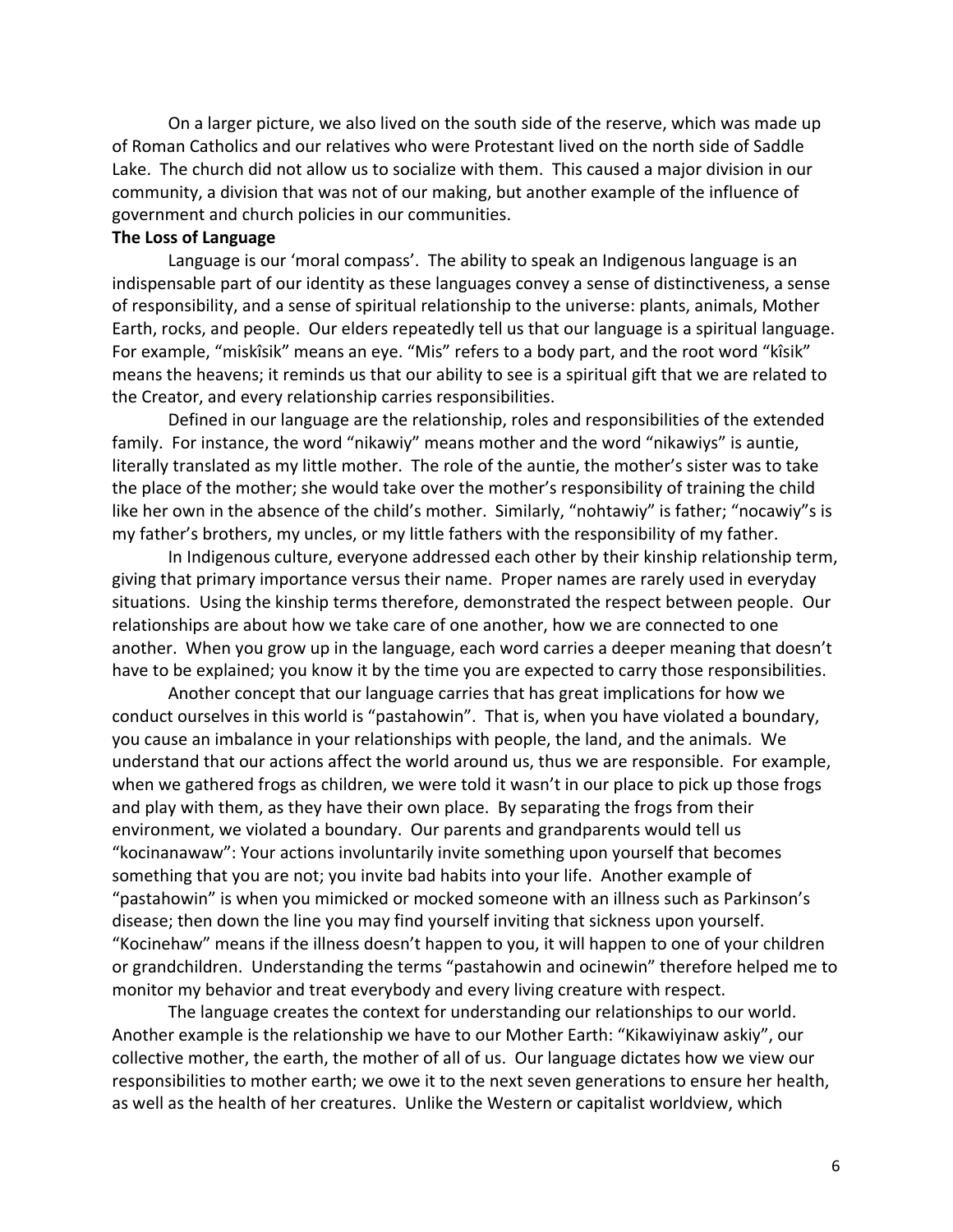On a larger picture, we also lived on the south side of the reserve, which was made up of Roman Catholics and our relatives who were Protestant lived on the north side of Saddle Lake. The church did not allow us to socialize with them. This caused a major division in our community, a division that was not of our making, but another example of the influence of government and church policies in our communities.

**The Loss of Language**

Language is our 'moral compass'. The ability to speak an Indigenous language is an indispensable part of our identity as these languages convey a sense of distinctiveness, a sense of responsibility, and a sense of spiritual relationship to the universe: plants, animals, Mother Earth, rocks, and people. Our elders repeatedly tell us that our language is a spiritual language. For example, "miskîsik" means an eye. "Mis" refers to a body part, and the root word "kîsik" means the heavens; it reminds us that our ability to see is a spiritual gift that we are related to the Creator, and every relationship carries responsibilities.

Defined in our language are the relationship, roles and responsibilities of the extended family. For instance, the word "nikawiy" means mother and the word "nikawiys" is auntie, literally translated as my little mother. The role of the auntie, the mother's sister was to take the place of the mother; she would take over the mother's responsibility of training the child like her own in the absence of the child's mother. Similarly, "nohtawiy" is father; "nocawiy"s is my father's brothers, my uncles, or my little fathers with the responsibility of my father.

In Indigenous culture, everyone addressed each other by their kinship relationship term, giving that primary importance versus their name. Proper names are rarely used in everyday situations. Using the kinship terms therefore, demonstrated the respect between people. Our relationships are about how we take care of one another, how we are connected to one another. When you grow up in the language, each word carries a deeper meaning that doesn't have to be explained; you know it by the time you are expected to carry those responsibilities.

Another concept that our language carries that has great implications for how we conduct ourselves in this world is "pastahowin". That is, when you have violated a boundary, you cause an imbalance in your relationships with people, the land, and the animals. We understand that our actions affect the world around us, thus we are responsible. For example, when we gathered frogs as children, we were told it wasn't in our place to pick up those frogs and play with them, as they have their own place. By separating the frogs from their environment, we violated a boundary. Our parents and grandparents would tell us "kocinanawaw": Your actions involuntarily invite something upon yourself that becomes something that you are not; you invite bad habits into your life. Another example of "pastahowin" is when you mimicked or mocked someone with an illness such as Parkinson's disease; then down the line you may find yourself inviting that sickness upon yourself. "Kocinehaw" means if the illness doesn't happen to you, it will happen to one of your children or grandchildren. Understanding the terms "pastahowin and ocinewin" therefore helped me to monitor my behavior and treat everybody and every living creature with respect.

The language creates the context for understanding our relationships to our world. Another example is the relationship we have to our Mother Earth: "Kikawiyinaw askiy", our collective mother, the earth, the mother of all of us. Our language dictates how we view our responsibilities to mother earth; we owe it to the next seven generations to ensure her health, as well as the health of her creatures. Unlike the Western or capitalist worldview, which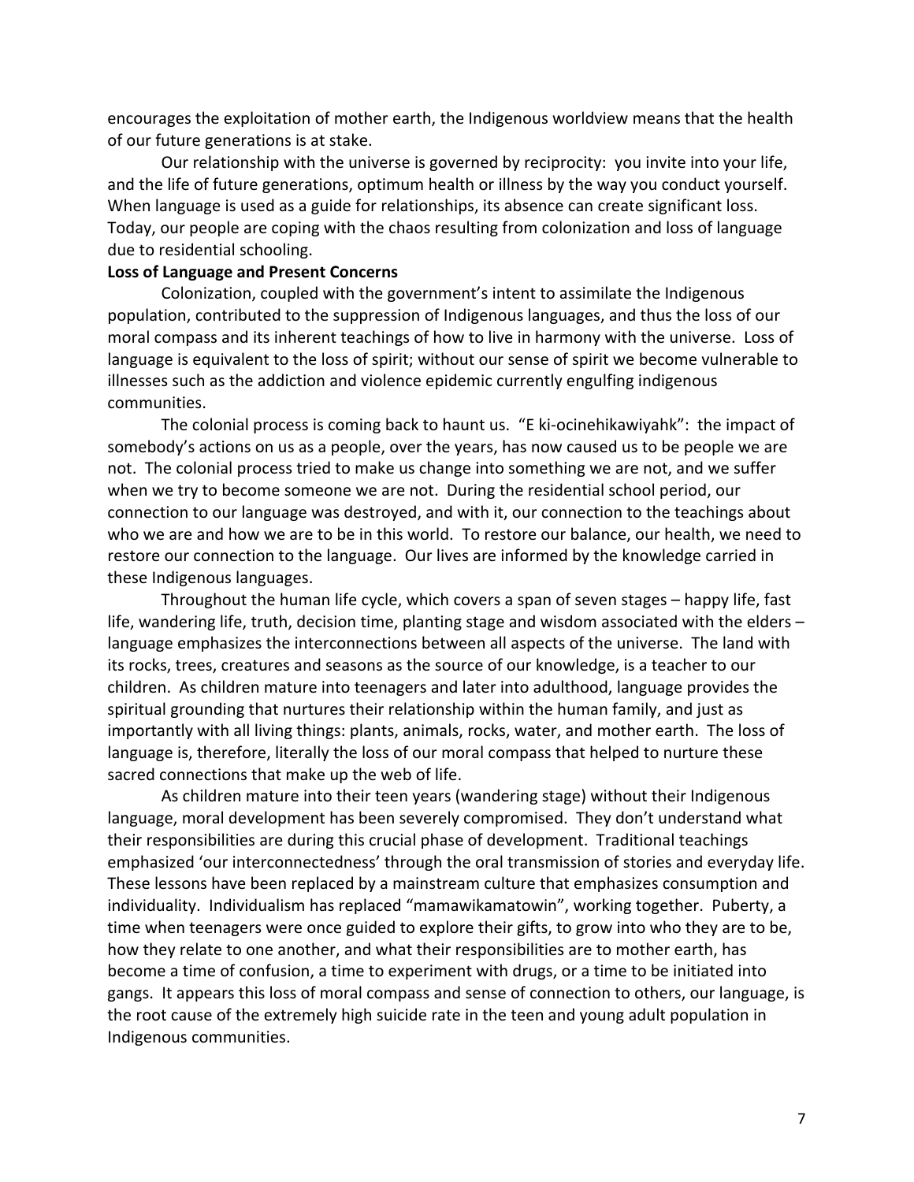encourages the exploitation of mother earth, the Indigenous worldview means that the health of our future generations is at stake.

Our relationship with the universe is governed by reciprocity: you invite into your life, and the life of future generations, optimum health or illness by the way you conduct yourself. When language is used as a guide for relationships, its absence can create significant loss. Today, our people are coping with the chaos resulting from colonization and loss of language due to residential schooling.

**Loss of Language and Present Concerns**

Colonization, coupled with the government's intent to assimilate the Indigenous population, contributed to the suppression of Indigenous languages, and thus the loss of our moral compass and its inherent teachings of how to live in harmony with the universe. Loss of language is equivalent to the loss of spirit; without our sense of spirit we become vulnerable to illnesses such as the addiction and violence epidemic currently engulfing indigenous communities.

The colonial process is coming back to haunt us. "E ki-ocinehikawiyahk": the impact of somebody's actions on us as a people, over the years, has now caused us to be people we are not. The colonial process tried to make us change into something we are not, and we suffer when we try to become someone we are not. During the residential school period, our connection to our language was destroyed, and with it, our connection to the teachings about who we are and how we are to be in this world. To restore our balance, our health, we need to restore our connection to the language. Our lives are informed by the knowledge carried in these Indigenous languages.

Throughout the human life cycle, which covers a span of seven stages – happy life, fast life, wandering life, truth, decision time, planting stage and wisdom associated with the elders – language emphasizes the interconnections between all aspects of the universe. The land with its rocks, trees, creatures and seasons as the source of our knowledge, is a teacher to our children. As children mature into teenagers and later into adulthood, language provides the spiritual grounding that nurtures their relationship within the human family, and just as importantly with all living things: plants, animals, rocks, water, and mother earth. The loss of language is, therefore, literally the loss of our moral compass that helped to nurture these sacred connections that make up the web of life.

As children mature into their teen years (wandering stage) without their Indigenous language, moral development has been severely compromised. They don't understand what their responsibilities are during this crucial phase of development. Traditional teachings emphasized 'our interconnectedness' through the oral transmission of stories and everyday life. These lessons have been replaced by a mainstream culture that emphasizes consumption and individuality. Individualism has replaced "mamawikamatowin", working together. Puberty, a time when teenagers were once guided to explore their gifts, to grow into who they are to be, how they relate to one another, and what their responsibilities are to mother earth, has become a time of confusion, a time to experiment with drugs, or a time to be initiated into gangs. It appears this loss of moral compass and sense of connection to others, our language, is the root cause of the extremely high suicide rate in the teen and young adult population in Indigenous communities.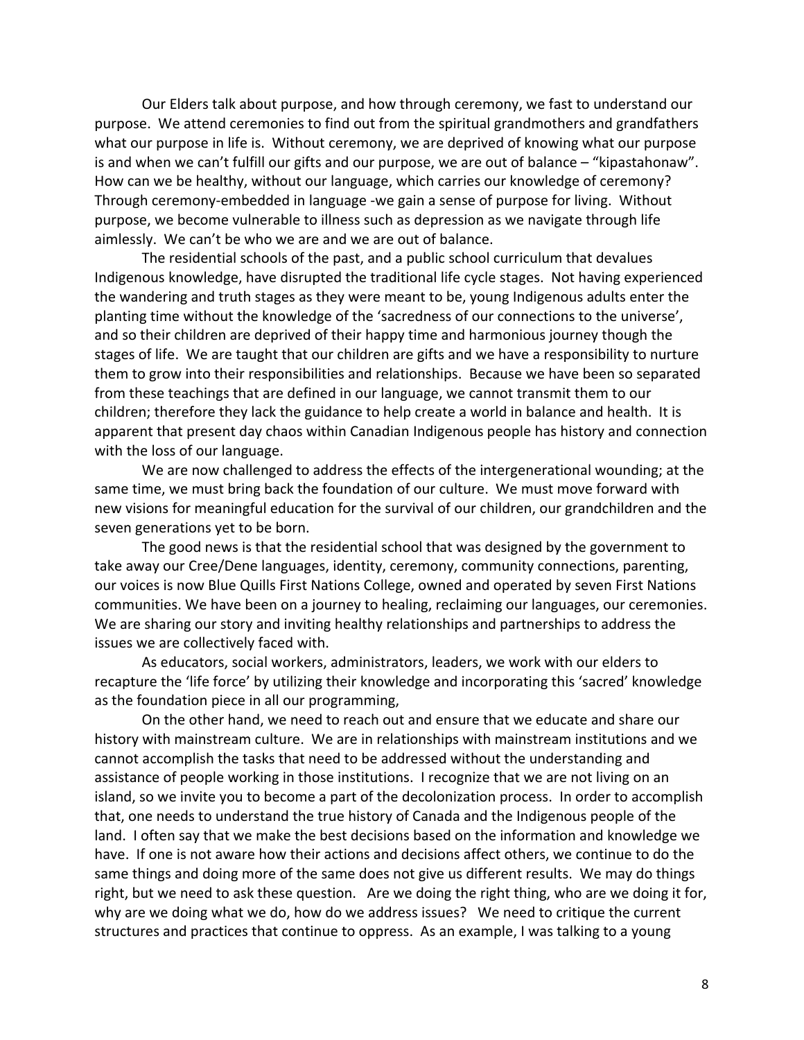Our Elders talk about purpose, and how through ceremony, we fast to understand our purpose. We attend ceremonies to find out from the spiritual grandmothers and grandfathers what our purpose in life is. Without ceremony, we are deprived of knowing what our purpose is and when we can't fulfill our gifts and our purpose, we are out of balance – "kipastahonaw". How can we be healthy, without our language, which carries our knowledge of ceremony? Through ceremony-embedded in language -we gain a sense of purpose for living. Without purpose, we become vulnerable to illness such as depression as we navigate through life aimlessly. We can't be who we are and we are out of balance.

The residential schools of the past, and a public school curriculum that devalues Indigenous knowledge, have disrupted the traditional life cycle stages. Not having experienced the wandering and truth stages as they were meant to be, young Indigenous adults enter the planting time without the knowledge of the 'sacredness of our connections to the universe', and so their children are deprived of their happy time and harmonious journey though the stages of life. We are taught that our children are gifts and we have a responsibility to nurture them to grow into their responsibilities and relationships. Because we have been so separated from these teachings that are defined in our language, we cannot transmit them to our children; therefore they lack the guidance to help create a world in balance and health. It is apparent that present day chaos within Canadian Indigenous people has history and connection with the loss of our language.

We are now challenged to address the effects of the intergenerational wounding; at the same time, we must bring back the foundation of our culture. We must move forward with new visions for meaningful education for the survival of our children, our grandchildren and the seven generations yet to be born.

The good news is that the residential school that was designed by the government to take away our Cree/Dene languages, identity, ceremony, community connections, parenting, our voices is now Blue Quills First Nations College, owned and operated by seven First Nations communities. We have been on a journey to healing, reclaiming our languages, our ceremonies. We are sharing our story and inviting healthy relationships and partnerships to address the issues we are collectively faced with.

As educators, social workers, administrators, leaders, we work with our elders to recapture the 'life force' by utilizing their knowledge and incorporating this 'sacred' knowledge as the foundation piece in all our programming,

On the other hand, we need to reach out and ensure that we educate and share our history with mainstream culture. We are in relationships with mainstream institutions and we cannot accomplish the tasks that need to be addressed without the understanding and assistance of people working in those institutions. I recognize that we are not living on an island, so we invite you to become a part of the decolonization process. In order to accomplish that, one needs to understand the true history of Canada and the Indigenous people of the land. I often say that we make the best decisions based on the information and knowledge we have. If one is not aware how their actions and decisions affect others, we continue to do the same things and doing more of the same does not give us different results. We may do things right, but we need to ask these question. Are we doing the right thing, who are we doing it for, why are we doing what we do, how do we address issues? We need to critique the current structures and practices that continue to oppress. As an example, I was talking to a young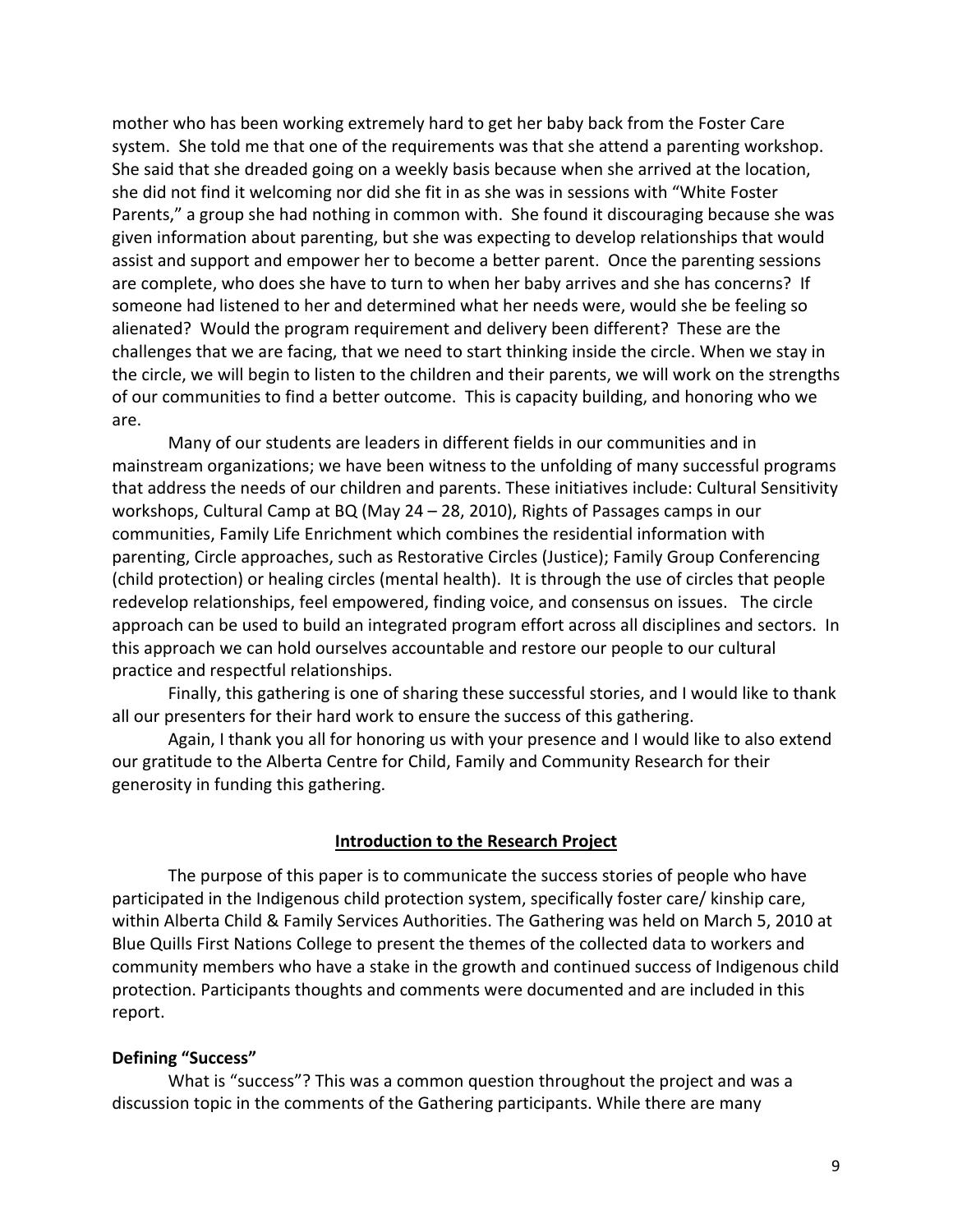mother who has been working extremely hard to get her baby back from the Foster Care system. She told me that one of the requirements was that she attend a parenting workshop. She said that she dreaded going on a weekly basis because when she arrived at the location, she did not find it welcoming nor did she fit in as she was in sessions with "White Foster Parents," a group she had nothing in common with. She found it discouraging because she was given information about parenting, but she was expecting to develop relationships that would assist and support and empower her to become a better parent. Once the parenting sessions are complete, who does she have to turn to when her baby arrives and she has concerns? If someone had listened to her and determined what her needs were, would she be feeling so alienated? Would the program requirement and delivery been different? These are the challenges that we are facing, that we need to start thinking inside the circle. When we stay in the circle, we will begin to listen to the children and their parents, we will work on the strengths of our communities to find a better outcome. This is capacity building, and honoring who we are.

Many of our students are leaders in different fields in our communities and in mainstream organizations; we have been witness to the unfolding of many successful programs that address the needs of our children and parents. These initiatives include: Cultural Sensitivity workshops, Cultural Camp at BQ (May 24 – 28, 2010), Rights of Passages camps in our communities, Family Life Enrichment which combines the residential information with parenting, Circle approaches, such as Restorative Circles (Justice); Family Group Conferencing (child protection) or healing circles (mental health). It is through the use of circles that people redevelop relationships, feel empowered, finding voice, and consensus on issues. The circle approach can be used to build an integrated program effort across all disciplines and sectors. In this approach we can hold ourselves accountable and restore our people to our cultural practice and respectful relationships.

Finally, this gathering is one of sharing these successful stories, and I would like to thank all our presenters for their hard work to ensure the success of this gathering.

Again, I thank you all for honoring us with your presence and I would like to also extend our gratitude to the Alberta Centre for Child, Family and Community Research for their generosity in funding this gathering.

## Introduction to the Research Project

The purpose of this paper is to communicate the success stories of people who have participated in the Indigenous child protection system, specifically foster care/ kinship care, within Alberta Child & Family Services Authorities. The Gathering was held on March 5, 2010 at Blue Quills First Nations College to present the themes of the collected data to workers and community members who have a stake in the growth and continued success of Indigenous child protection. Participants thoughts and comments were documented and are included in this report.

### Defining "Success"

What is "success"? This was a common question throughout the project and was a discussion topic in the comments of the Gathering participants. While there are many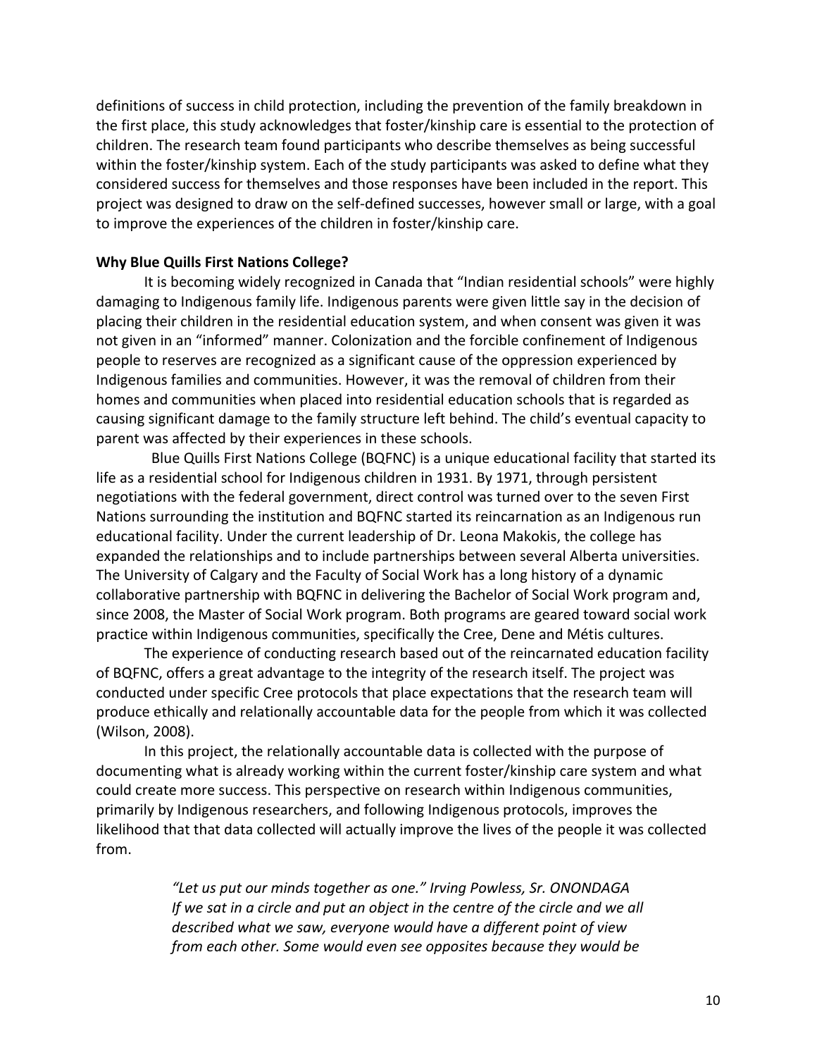definitions of success in child protection, including the prevention of the family breakdown in the first place, this study acknowledges that foster/kinship care is essential to the protection of children. The research team found participants who describe themselves as being successful within the foster/kinship system. Each of the study participants was asked to define what they considered success for themselves and those responses have been included in the report. This project was designed to draw on the self-defined successes, however small or large, with a goal to improve the experiences of the children in foster/kinship care.

**Why Blue Quills First Nations College?**

It is becoming widely recognized in Canada that "Indian residential schools" were highly damaging to Indigenous family life. Indigenous parents were given little say in the decision of placing their children in the residential education system, and when consent was given it was not given in an "informed" manner. Colonization and the forcible confinement of Indigenous people to reserves are recognized as a significant cause of the oppression experienced by Indigenous families and communities. However, it was the removal of children from their homes and communities when placed into residential education schools that is regarded as causing significant damage to the family structure left behind. The child's eventual capacity to parent was affected by their experiences in these schools.

Blue Quills First Nations College (BQFNC) is a unique educational facility that started its life as a residential school for Indigenous children in 1931. By 1971, through persistent negotiations with the federal government, direct control was turned over to the seven First Nations surrounding the institution and BQFNC started its reincarnation as an Indigenous run educational facility. Under the current leadership of Dr. Leona Makokis, the college has expanded the relationships and to include partnerships between several Alberta universities. The University of Calgary and the Faculty of Social Work has a long history of a dynamic collaborative partnership with BQFNC in delivering the Bachelor of Social Work program and, since 2008, the Master of Social Work program. Both programs are geared toward social work practice within Indigenous communities, specifically the Cree, Dene and Métis cultures.

The experience of conducting research based out of the reincarnated education facility of BQFNC, offers a great advantage to the integrity of the research itself. The project was conducted under specific Cree protocols that place expectations that the research team will produce ethically and relationally accountable data for the people from which it was collected (Wilson, 2008).

In this project, the relationally accountable data is collected with the purpose of documenting what is already working within the current foster/kinship care system and what could create more success. This perspective on research within Indigenous communities, primarily by Indigenous researchers, and following Indigenous protocols, improves the likelihood that that data collected will actually improve the lives of the people it was collected from.

> *"Let us put our minds together as one." Irving Powless, Sr. ONONDAGA*
> *If we sat in a circle and put an object in the centre of the circle and we all described what we saw, everyone would have a different point of view from each other. Some would even see opposites because they would be*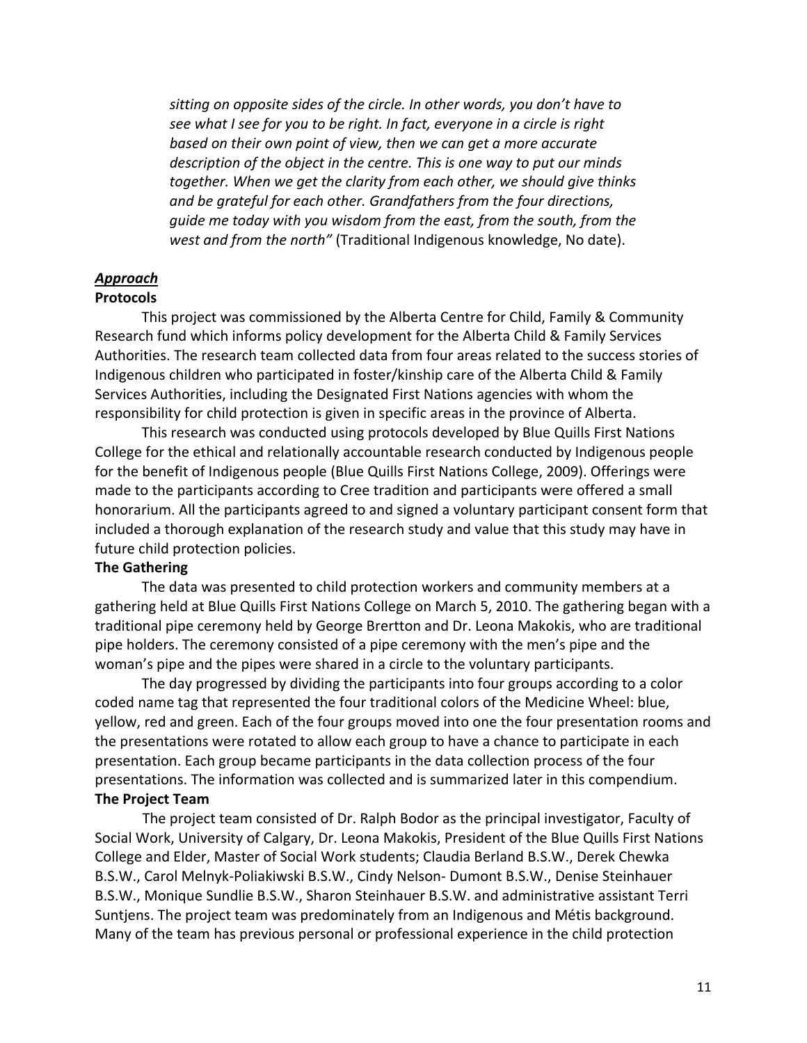*sitting on opposite sides of the circle. In other words, you don't have to see what I see for you to be right. In fact, everyone in a circle is right based on their own point of view, then we can get a more accurate description of the object in the centre. This is one way to put our minds together. When we get the clarity from each other, we should give thinks and be grateful for each other. Grandfathers from the four directions, guide me today with you wisdom from the east, from the south, from the west and from the north"* (Traditional Indigenous knowledge, No date).

## ***Approach***

### Protocols

This project was commissioned by the Alberta Centre for Child, Family & Community Research fund which informs policy development for the Alberta Child & Family Services Authorities. The research team collected data from four areas related to the success stories of Indigenous children who participated in foster/kinship care of the Alberta Child & Family Services Authorities, including the Designated First Nations agencies with whom the responsibility for child protection is given in specific areas in the province of Alberta.

This research was conducted using protocols developed by Blue Quills First Nations College for the ethical and relationally accountable research conducted by Indigenous people for the benefit of Indigenous people (Blue Quills First Nations College, 2009). Offerings were made to the participants according to Cree tradition and participants were offered a small honorarium. All the participants agreed to and signed a voluntary participant consent form that included a thorough explanation of the research study and value that this study may have in future child protection policies.

### The Gathering

The data was presented to child protection workers and community members at a gathering held at Blue Quills First Nations College on March 5, 2010. The gathering began with a traditional pipe ceremony held by George Brertton and Dr. Leona Makokis, who are traditional pipe holders. The ceremony consisted of a pipe ceremony with the men's pipe and the woman's pipe and the pipes were shared in a circle to the voluntary participants.

The day progressed by dividing the participants into four groups according to a color coded name tag that represented the four traditional colors of the Medicine Wheel: blue, yellow, red and green. Each of the four groups moved into one the four presentation rooms and the presentations were rotated to allow each group to have a chance to participate in each presentation. Each group became participants in the data collection process of the four presentations. The information was collected and is summarized later in this compendium.

### The Project Team

The project team consisted of Dr. Ralph Bodor as the principal investigator, Faculty of Social Work, University of Calgary, Dr. Leona Makokis, President of the Blue Quills First Nations College and Elder, Master of Social Work students; Claudia Berland B.S.W., Derek Chewka B.S.W., Carol Melnyk-Poliakiwski B.S.W., Cindy Nelson- Dumont B.S.W., Denise Steinhauer B.S.W., Monique Sundlie B.S.W., Sharon Steinhauer B.S.W. and administrative assistant Terri Suntjens. The project team was predominately from an Indigenous and Métis background. Many of the team has previous personal or professional experience in the child protection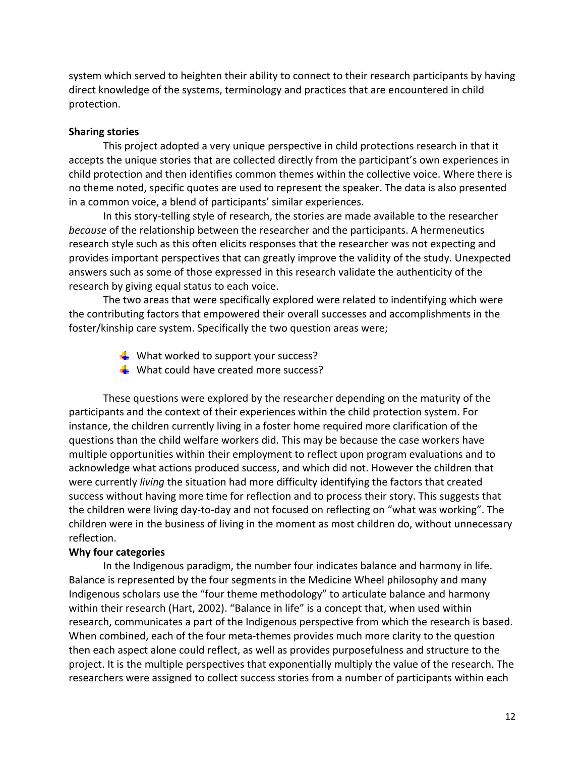system which served to heighten their ability to connect to their research participants by having direct knowledge of the systems, terminology and practices that are encountered in child protection.

**Sharing stories**

This project adopted a very unique perspective in child protections research in that it accepts the unique stories that are collected directly from the participant's own experiences in child protection and then identifies common themes within the collective voice. Where there is no theme noted, specific quotes are used to represent the speaker. The data is also presented in a common voice, a blend of participants' similar experiences.

In this story-telling style of research, the stories are made available to the researcher *because* of the relationship between the researcher and the participants. A hermeneutics research style such as this often elicits responses that the researcher was not expecting and provides important perspectives that can greatly improve the validity of the study. Unexpected answers such as some of those expressed in this research validate the authenticity of the research by giving equal status to each voice.

The two areas that were specifically explored were related to indentifying which were the contributing factors that empowered their overall successes and accomplishments in the foster/kinship care system. Specifically the two question areas were;

- What worked to support your success?
- What could have created more success?

These questions were explored by the researcher depending on the maturity of the participants and the context of their experiences within the child protection system. For instance, the children currently living in a foster home required more clarification of the questions than the child welfare workers did. This may be because the case workers have multiple opportunities within their employment to reflect upon program evaluations and to acknowledge what actions produced success, and which did not. However the children that were currently *living* the situation had more difficulty identifying the factors that created success without having more time for reflection and to process their story. This suggests that the children were living day-to-day and not focused on reflecting on "what was working". The children were in the business of living in the moment as most children do, without unnecessary reflection.

**Why four categories**

In the Indigenous paradigm, the number four indicates balance and harmony in life. Balance is represented by the four segments in the Medicine Wheel philosophy and many Indigenous scholars use the "four theme methodology" to articulate balance and harmony within their research (Hart, 2002). "Balance in life" is a concept that, when used within research, communicates a part of the Indigenous perspective from which the research is based. When combined, each of the four meta-themes provides much more clarity to the question then each aspect alone could reflect, as well as provides purposefulness and structure to the project. It is the multiple perspectives that exponentially multiply the value of the research. The researchers were assigned to collect success stories from a number of participants within each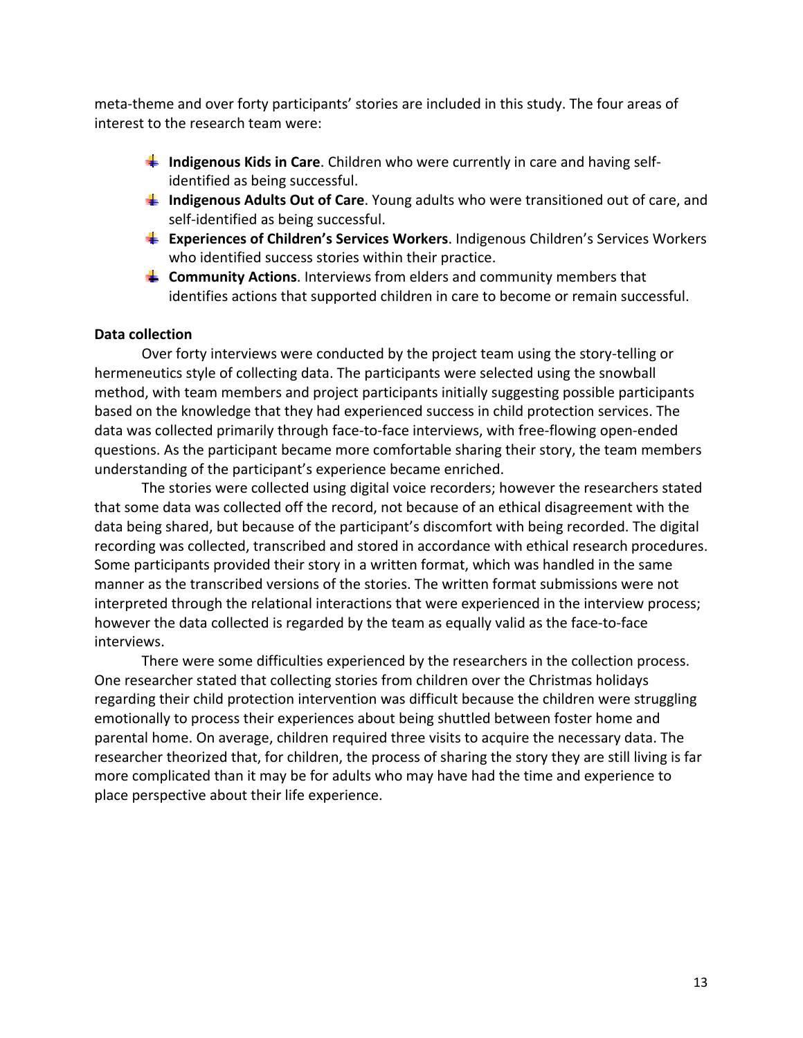meta-theme and over forty participants' stories are included in this study. The four areas of interest to the research team were:

- **Indigenous Kids in Care**. Children who were currently in care and having self-identified as being successful.
- **Indigenous Adults Out of Care**. Young adults who were transitioned out of care, and self-identified as being successful.
- **Experiences of Children's Services Workers**. Indigenous Children's Services Workers who identified success stories within their practice.
- **Community Actions**. Interviews from elders and community members that identifies actions that supported children in care to become or remain successful.

**Data collection**

Over forty interviews were conducted by the project team using the story-telling or hermeneutics style of collecting data. The participants were selected using the snowball method, with team members and project participants initially suggesting possible participants based on the knowledge that they had experienced success in child protection services. The data was collected primarily through face-to-face interviews, with free-flowing open-ended questions. As the participant became more comfortable sharing their story, the team members understanding of the participant's experience became enriched.

The stories were collected using digital voice recorders; however the researchers stated that some data was collected off the record, not because of an ethical disagreement with the data being shared, but because of the participant's discomfort with being recorded. The digital recording was collected, transcribed and stored in accordance with ethical research procedures. Some participants provided their story in a written format, which was handled in the same manner as the transcribed versions of the stories. The written format submissions were not interpreted through the relational interactions that were experienced in the interview process; however the data collected is regarded by the team as equally valid as the face-to-face interviews.

There were some difficulties experienced by the researchers in the collection process. One researcher stated that collecting stories from children over the Christmas holidays regarding their child protection intervention was difficult because the children were struggling emotionally to process their experiences about being shuttled between foster home and parental home. On average, children required three visits to acquire the necessary data. The researcher theorized that, for children, the process of sharing the story they are still living is far more complicated than it may be for adults who may have had the time and experience to place perspective about their life experience.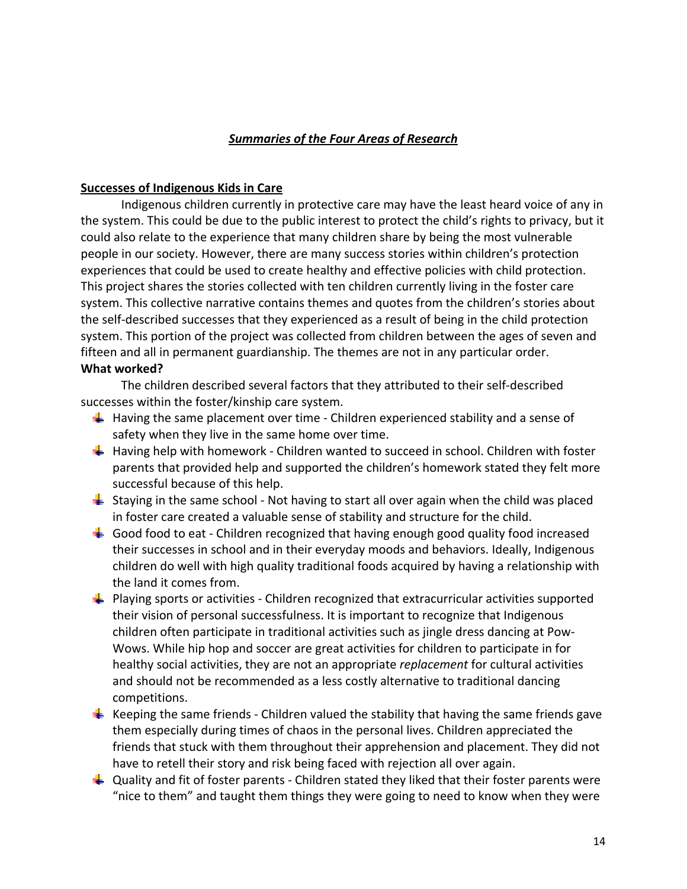## ***Summaries of the Four Areas of Research***

### **Successes of Indigenous Kids in Care**

Indigenous children currently in protective care may have the least heard voice of any in the system. This could be due to the public interest to protect the child's rights to privacy, but it could also relate to the experience that many children share by being the most vulnerable people in our society. However, there are many success stories within children's protection experiences that could be used to create healthy and effective policies with child protection. This project shares the stories collected with ten children currently living in the foster care system. This collective narrative contains themes and quotes from the children's stories about the self-described successes that they experienced as a result of being in the child protection system. This portion of the project was collected from children between the ages of seven and fifteen and all in permanent guardianship. The themes are not in any particular order.

**What worked?**

The children described several factors that they attributed to their self-described successes within the foster/kinship care system.

- Having the same placement over time - Children experienced stability and a sense of safety when they live in the same home over time.
- Having help with homework - Children wanted to succeed in school. Children with foster parents that provided help and supported the children's homework stated they felt more successful because of this help.
- Staying in the same school - Not having to start all over again when the child was placed in foster care created a valuable sense of stability and structure for the child.
- Good food to eat - Children recognized that having enough good quality food increased their successes in school and in their everyday moods and behaviors. Ideally, Indigenous children do well with high quality traditional foods acquired by having a relationship with the land it comes from.
- Playing sports or activities - Children recognized that extracurricular activities supported their vision of personal successfulness. It is important to recognize that Indigenous children often participate in traditional activities such as jingle dress dancing at Pow-Wows. While hip hop and soccer are great activities for children to participate in for healthy social activities, they are not an appropriate *replacement* for cultural activities and should not be recommended as a less costly alternative to traditional dancing competitions.
- Keeping the same friends - Children valued the stability that having the same friends gave them especially during times of chaos in the personal lives. Children appreciated the friends that stuck with them throughout their apprehension and placement. They did not have to retell their story and risk being faced with rejection all over again.
- Quality and fit of foster parents - Children stated they liked that their foster parents were "nice to them" and taught them things they were going to need to know when they were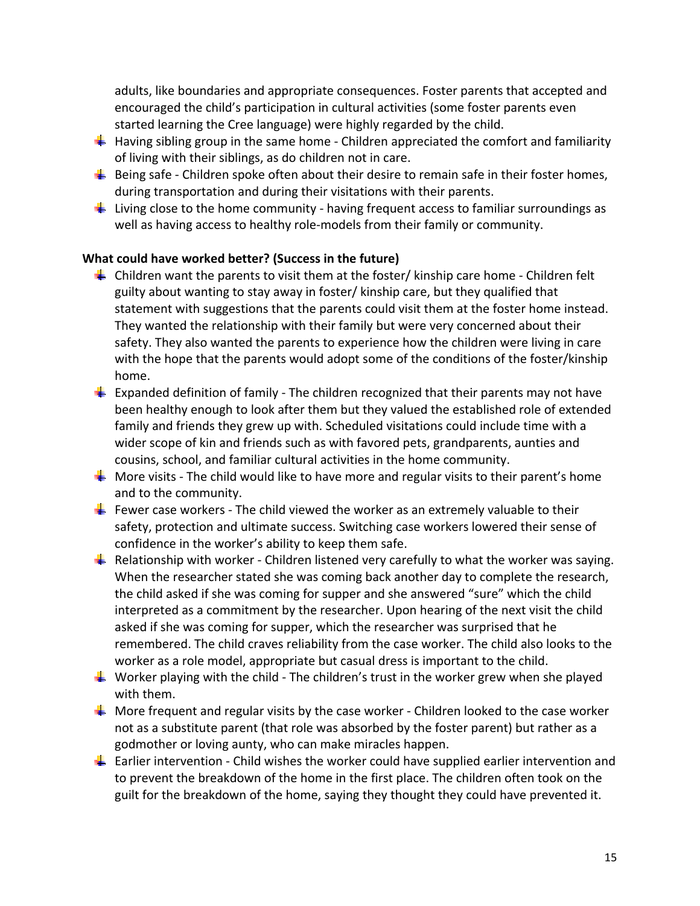adults, like boundaries and appropriate consequences. Foster parents that accepted and encouraged the child's participation in cultural activities (some foster parents even started learning the Cree language) were highly regarded by the child.

- Having sibling group in the same home - Children appreciated the comfort and familiarity of living with their siblings, as do children not in care.
- Being safe - Children spoke often about their desire to remain safe in their foster homes, during transportation and during their visitations with their parents.
- Living close to the home community - having frequent access to familiar surroundings as well as having access to healthy role-models from their family or community.

**What could have worked better? (Success in the future)**

- Children want the parents to visit them at the foster/ kinship care home - Children felt guilty about wanting to stay away in foster/ kinship care, but they qualified that statement with suggestions that the parents could visit them at the foster home instead. They wanted the relationship with their family but were very concerned about their safety. They also wanted the parents to experience how the children were living in care with the hope that the parents would adopt some of the conditions of the foster/kinship home.
- Expanded definition of family - The children recognized that their parents may not have been healthy enough to look after them but they valued the established role of extended family and friends they grew up with. Scheduled visitations could include time with a wider scope of kin and friends such as with favored pets, grandparents, aunties and cousins, school, and familiar cultural activities in the home community.
- More visits - The child would like to have more and regular visits to their parent's home and to the community.
- Fewer case workers - The child viewed the worker as an extremely valuable to their safety, protection and ultimate success. Switching case workers lowered their sense of confidence in the worker's ability to keep them safe.
- Relationship with worker - Children listened very carefully to what the worker was saying. When the researcher stated she was coming back another day to complete the research, the child asked if she was coming for supper and she answered "sure" which the child interpreted as a commitment by the researcher. Upon hearing of the next visit the child asked if she was coming for supper, which the researcher was surprised that he remembered. The child craves reliability from the case worker. The child also looks to the worker as a role model, appropriate but casual dress is important to the child.
- Worker playing with the child - The children's trust in the worker grew when she played with them.
- More frequent and regular visits by the case worker - Children looked to the case worker not as a substitute parent (that role was absorbed by the foster parent) but rather as a godmother or loving aunty, who can make miracles happen.
- Earlier intervention - Child wishes the worker could have supplied earlier intervention and to prevent the breakdown of the home in the first place. The children often took on the guilt for the breakdown of the home, saying they thought they could have prevented it.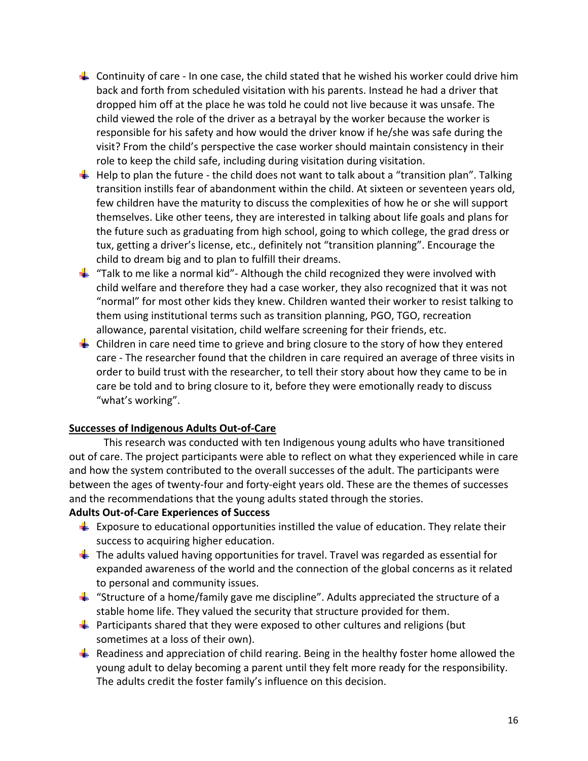- Continuity of care - In one case, the child stated that he wished his worker could drive him back and forth from scheduled visitation with his parents. Instead he had a driver that dropped him off at the place he was told he could not live because it was unsafe. The child viewed the role of the driver as a betrayal by the worker because the worker is responsible for his safety and how would the driver know if he/she was safe during the visit? From the child's perspective the case worker should maintain consistency in their role to keep the child safe, including during visitation during visitation.
- Help to plan the future - the child does not want to talk about a "transition plan". Talking transition instills fear of abandonment within the child. At sixteen or seventeen years old, few children have the maturity to discuss the complexities of how he or she will support themselves. Like other teens, they are interested in talking about life goals and plans for the future such as graduating from high school, going to which college, the grad dress or tux, getting a driver's license, etc., definitely not "transition planning". Encourage the child to dream big and to plan to fulfill their dreams.
- "Talk to me like a normal kid"- Although the child recognized they were involved with child welfare and therefore they had a case worker, they also recognized that it was not "normal" for most other kids they knew. Children wanted their worker to resist talking to them using institutional terms such as transition planning, PGO, TGO, recreation allowance, parental visitation, child welfare screening for their friends, etc.
- Children in care need time to grieve and bring closure to the story of how they entered care - The researcher found that the children in care required an average of three visits in order to build trust with the researcher, to tell their story about how they came to be in care be told and to bring closure to it, before they were emotionally ready to discuss "what's working".

## Successes of Indigenous Adults Out-of-Care

This research was conducted with ten Indigenous young adults who have transitioned out of care. The project participants were able to reflect on what they experienced while in care and how the system contributed to the overall successes of the adult. The participants were between the ages of twenty-four and forty-eight years old. These are the themes of successes and the recommendations that the young adults stated through the stories.

**Adults Out-of-Care Experiences of Success**

- Exposure to educational opportunities instilled the value of education. They relate their success to acquiring higher education.
- The adults valued having opportunities for travel. Travel was regarded as essential for expanded awareness of the world and the connection of the global concerns as it related to personal and community issues.
- "Structure of a home/family gave me discipline". Adults appreciated the structure of a stable home life. They valued the security that structure provided for them.
- Participants shared that they were exposed to other cultures and religions (but sometimes at a loss of their own).
- Readiness and appreciation of child rearing. Being in the healthy foster home allowed the young adult to delay becoming a parent until they felt more ready for the responsibility. The adults credit the foster family's influence on this decision.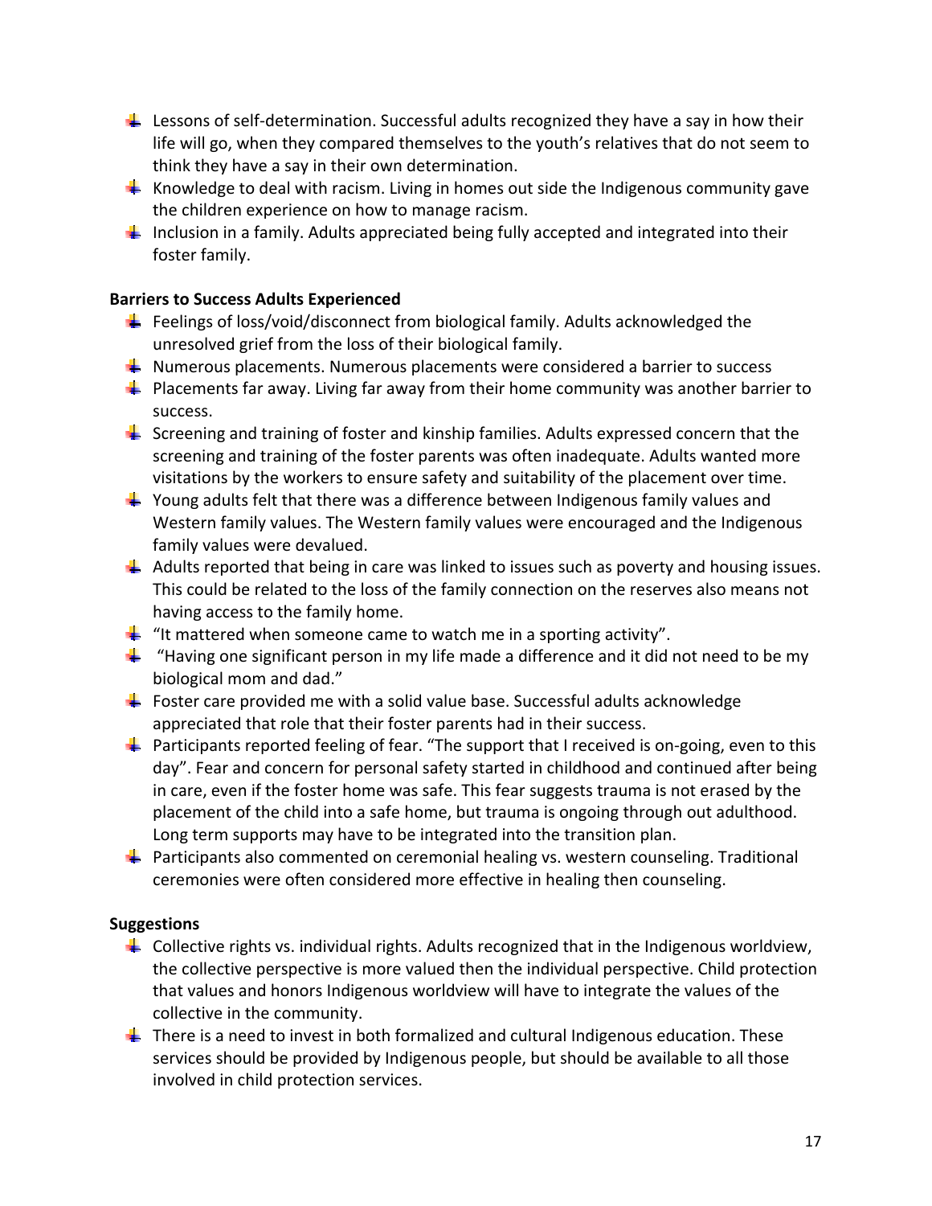- Lessons of self-determination. Successful adults recognized they have a say in how their life will go, when they compared themselves to the youth's relatives that do not seem to think they have a say in their own determination.
- Knowledge to deal with racism. Living in homes out side the Indigenous community gave the children experience on how to manage racism.
- Inclusion in a family. Adults appreciated being fully accepted and integrated into their foster family.

**Barriers to Success Adults Experienced**

- Feelings of loss/void/disconnect from biological family. Adults acknowledged the unresolved grief from the loss of their biological family.
- Numerous placements. Numerous placements were considered a barrier to success
- Placements far away. Living far away from their home community was another barrier to success.
- Screening and training of foster and kinship families. Adults expressed concern that the screening and training of the foster parents was often inadequate. Adults wanted more visitations by the workers to ensure safety and suitability of the placement over time.
- Young adults felt that there was a difference between Indigenous family values and Western family values. The Western family values were encouraged and the Indigenous family values were devalued.
- Adults reported that being in care was linked to issues such as poverty and housing issues. This could be related to the loss of the family connection on the reserves also means not having access to the family home.
- "It mattered when someone came to watch me in a sporting activity".
- "Having one significant person in my life made a difference and it did not need to be my biological mom and dad."
- Foster care provided me with a solid value base. Successful adults acknowledge appreciated that role that their foster parents had in their success.
- Participants reported feeling of fear. "The support that I received is on-going, even to this day". Fear and concern for personal safety started in childhood and continued after being in care, even if the foster home was safe. This fear suggests trauma is not erased by the placement of the child into a safe home, but trauma is ongoing through out adulthood. Long term supports may have to be integrated into the transition plan.
- Participants also commented on ceremonial healing vs. western counseling. Traditional ceremonies were often considered more effective in healing then counseling.

**Suggestions**

- Collective rights vs. individual rights. Adults recognized that in the Indigenous worldview, the collective perspective is more valued then the individual perspective. Child protection that values and honors Indigenous worldview will have to integrate the values of the collective in the community.
- There is a need to invest in both formalized and cultural Indigenous education. These services should be provided by Indigenous people, but should be available to all those involved in child protection services.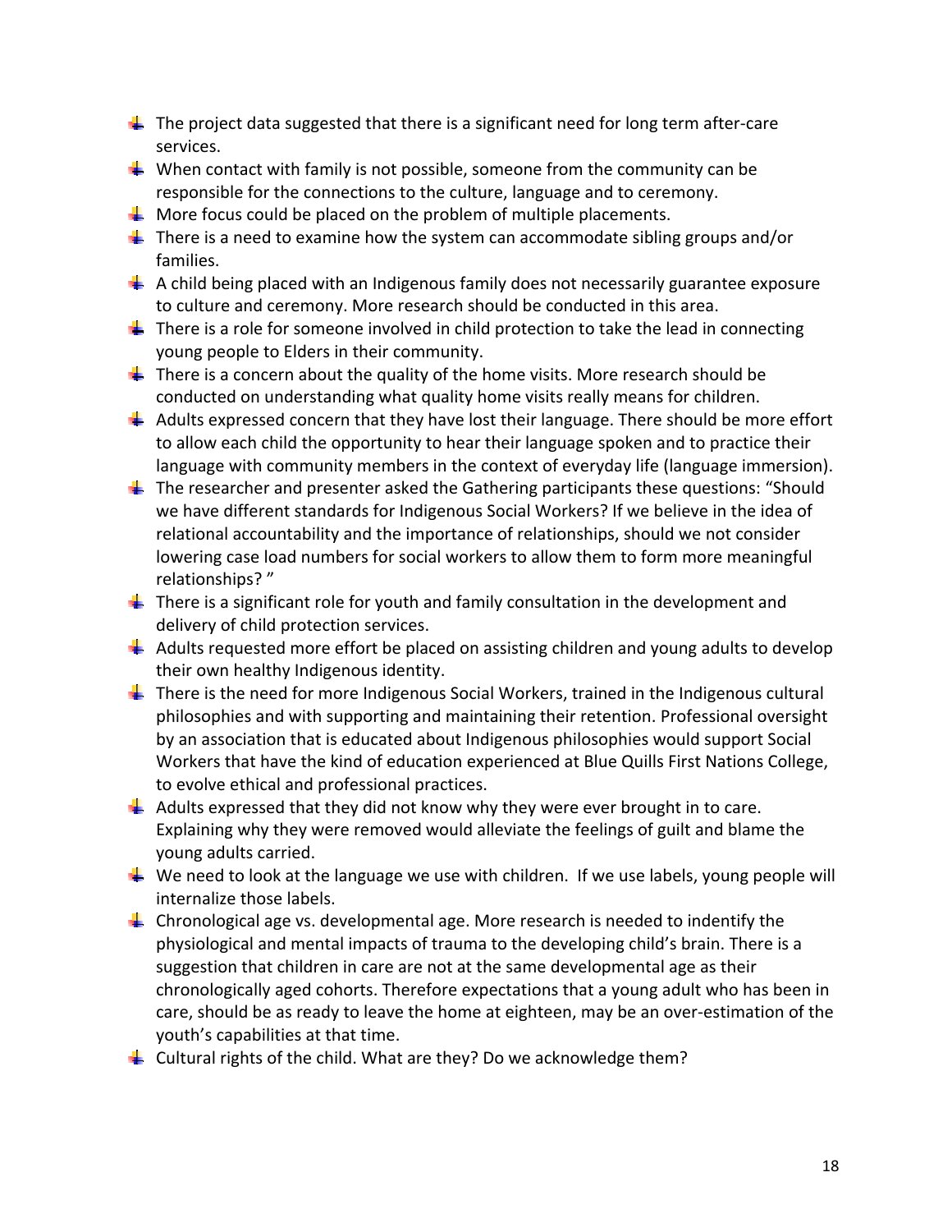- The project data suggested that there is a significant need for long term after-care services.
- When contact with family is not possible, someone from the community can be responsible for the connections to the culture, language and to ceremony.
- More focus could be placed on the problem of multiple placements.
- There is a need to examine how the system can accommodate sibling groups and/or families.
- A child being placed with an Indigenous family does not necessarily guarantee exposure to culture and ceremony. More research should be conducted in this area.
- There is a role for someone involved in child protection to take the lead in connecting young people to Elders in their community.
- There is a concern about the quality of the home visits. More research should be conducted on understanding what quality home visits really means for children.
- Adults expressed concern that they have lost their language. There should be more effort to allow each child the opportunity to hear their language spoken and to practice their language with community members in the context of everyday life (language immersion).
- The researcher and presenter asked the Gathering participants these questions: "Should we have different standards for Indigenous Social Workers? If we believe in the idea of relational accountability and the importance of relationships, should we not consider lowering case load numbers for social workers to allow them to form more meaningful relationships? "
- There is a significant role for youth and family consultation in the development and delivery of child protection services.
- Adults requested more effort be placed on assisting children and young adults to develop their own healthy Indigenous identity.
- There is the need for more Indigenous Social Workers, trained in the Indigenous cultural philosophies and with supporting and maintaining their retention. Professional oversight by an association that is educated about Indigenous philosophies would support Social Workers that have the kind of education experienced at Blue Quills First Nations College, to evolve ethical and professional practices.
- Adults expressed that they did not know why they were ever brought in to care. Explaining why they were removed would alleviate the feelings of guilt and blame the young adults carried.
- We need to look at the language we use with children. If we use labels, young people will internalize those labels.
- Chronological age vs. developmental age. More research is needed to indentify the physiological and mental impacts of trauma to the developing child's brain. There is a suggestion that children in care are not at the same developmental age as their chronologically aged cohorts. Therefore expectations that a young adult who has been in care, should be as ready to leave the home at eighteen, may be an over-estimation of the youth's capabilities at that time.
- Cultural rights of the child. What are they? Do we acknowledge them?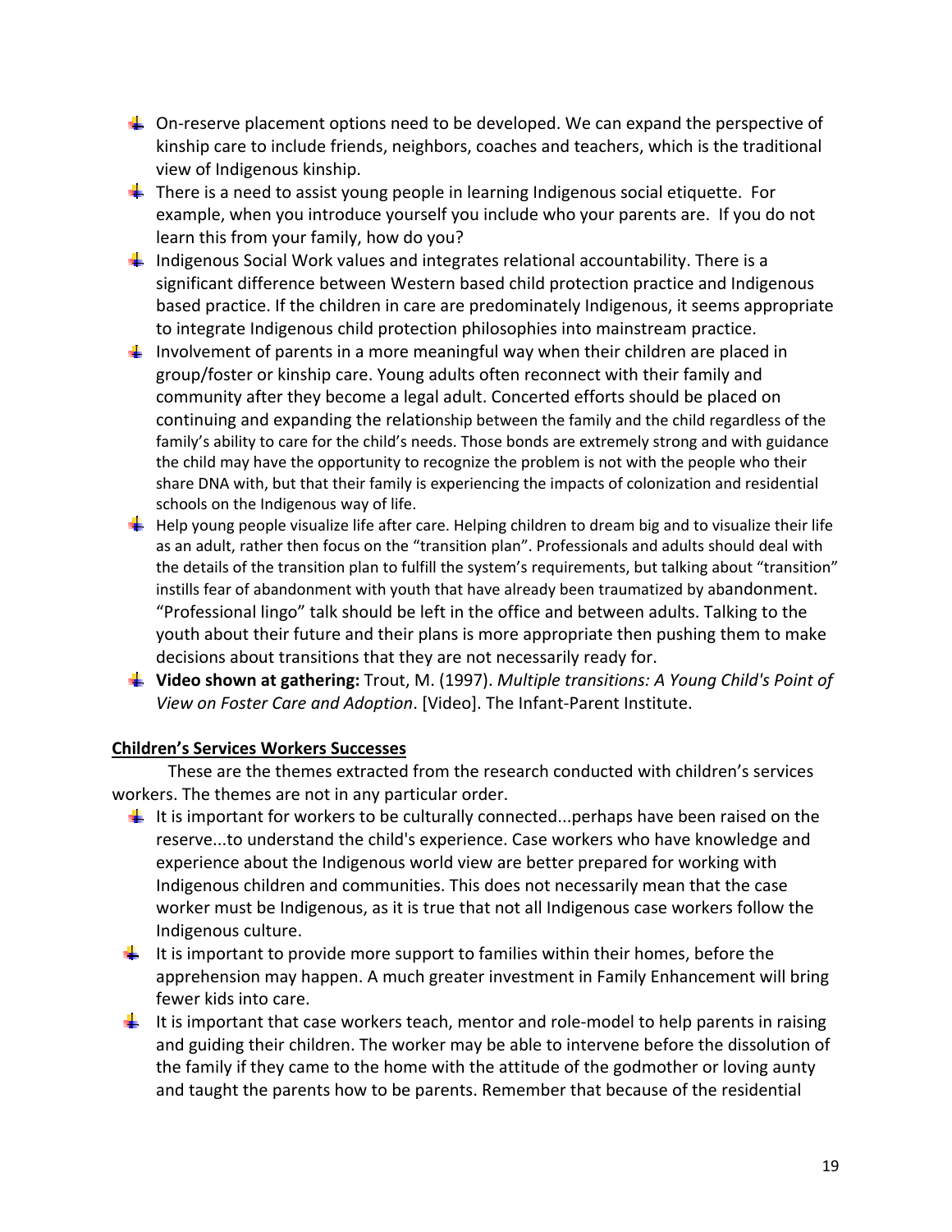- On-reserve placement options need to be developed. We can expand the perspective of kinship care to include friends, neighbors, coaches and teachers, which is the traditional view of Indigenous kinship.
- There is a need to assist young people in learning Indigenous social etiquette. For example, when you introduce yourself you include who your parents are. If you do not learn this from your family, how do you?
- Indigenous Social Work values and integrates relational accountability. There is a significant difference between Western based child protection practice and Indigenous based practice. If the children in care are predominately Indigenous, it seems appropriate to integrate Indigenous child protection philosophies into mainstream practice.
- Involvement of parents in a more meaningful way when their children are placed in group/foster or kinship care. Young adults often reconnect with their family and community after they become a legal adult. Concerted efforts should be placed on continuing and expanding the relationship between the family and the child regardless of the family's ability to care for the child's needs. Those bonds are extremely strong and with guidance the child may have the opportunity to recognize the problem is not with the people who their share DNA with, but that their family is experiencing the impacts of colonization and residential schools on the Indigenous way of life.
- Help young people visualize life after care. Helping children to dream big and to visualize their life as an adult, rather then focus on the "transition plan". Professionals and adults should deal with the details of the transition plan to fulfill the system's requirements, but talking about "transition" instills fear of abandonment with youth that have already been traumatized by abandonment. "Professional lingo" talk should be left in the office and between adults. Talking to the youth about their future and their plans is more appropriate then pushing them to make decisions about transitions that they are not necessarily ready for.
- **Video shown at gathering:** Trout, M. (1997). *Multiple transitions: A Young Child's Point of View on Foster Care and Adoption*. [Video]. The Infant-Parent Institute.

**Children's Services Workers Successes**

These are the themes extracted from the research conducted with children's services workers. The themes are not in any particular order.

- It is important for workers to be culturally connected...perhaps have been raised on the reserve...to understand the child's experience. Case workers who have knowledge and experience about the Indigenous world view are better prepared for working with Indigenous children and communities. This does not necessarily mean that the case worker must be Indigenous, as it is true that not all Indigenous case workers follow the Indigenous culture.
- It is important to provide more support to families within their homes, before the apprehension may happen. A much greater investment in Family Enhancement will bring fewer kids into care.
- It is important that case workers teach, mentor and role-model to help parents in raising and guiding their children. The worker may be able to intervene before the dissolution of the family if they came to the home with the attitude of the godmother or loving aunty and taught the parents how to be parents. Remember that because of the residential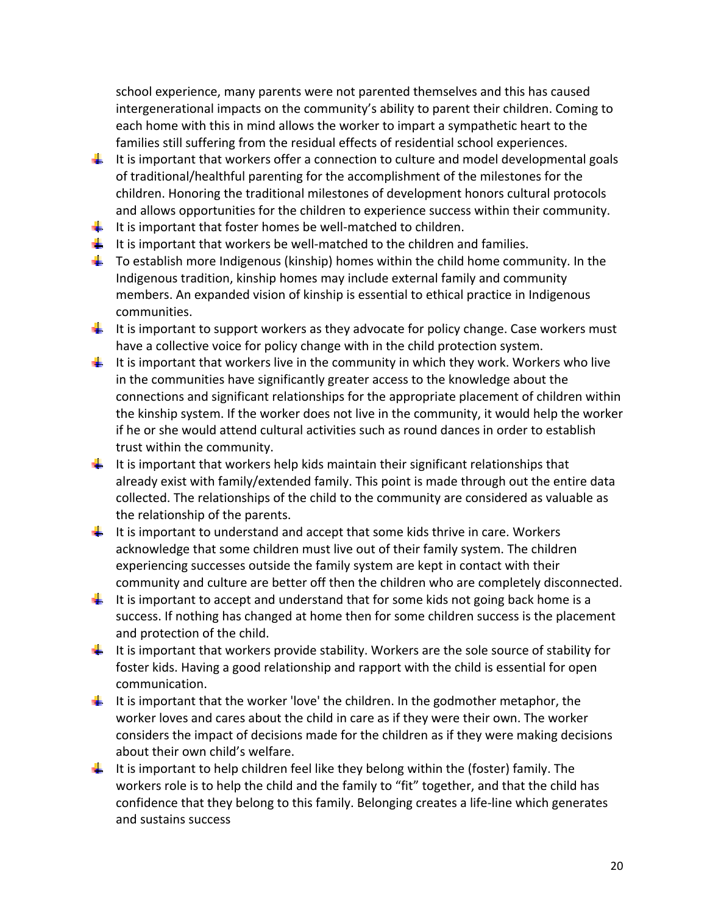school experience, many parents were not parented themselves and this has caused intergenerational impacts on the community's ability to parent their children. Coming to each home with this in mind allows the worker to impart a sympathetic heart to the families still suffering from the residual effects of residential school experiences.

- It is important that workers offer a connection to culture and model developmental goals of traditional/healthful parenting for the accomplishment of the milestones for the children. Honoring the traditional milestones of development honors cultural protocols and allows opportunities for the children to experience success within their community.
- It is important that foster homes be well-matched to children.
- It is important that workers be well-matched to the children and families.
- To establish more Indigenous (kinship) homes within the child home community. In the Indigenous tradition, kinship homes may include external family and community members. An expanded vision of kinship is essential to ethical practice in Indigenous communities.
- It is important to support workers as they advocate for policy change. Case workers must have a collective voice for policy change with in the child protection system.
- It is important that workers live in the community in which they work. Workers who live in the communities have significantly greater access to the knowledge about the connections and significant relationships for the appropriate placement of children within the kinship system. If the worker does not live in the community, it would help the worker if he or she would attend cultural activities such as round dances in order to establish trust within the community.
- It is important that workers help kids maintain their significant relationships that already exist with family/extended family. This point is made through out the entire data collected. The relationships of the child to the community are considered as valuable as the relationship of the parents.
- It is important to understand and accept that some kids thrive in care. Workers acknowledge that some children must live out of their family system. The children experiencing successes outside the family system are kept in contact with their community and culture are better off then the children who are completely disconnected.
- It is important to accept and understand that for some kids not going back home is a success. If nothing has changed at home then for some children success is the placement and protection of the child.
- It is important that workers provide stability. Workers are the sole source of stability for foster kids. Having a good relationship and rapport with the child is essential for open communication.
- It is important that the worker 'love' the children. In the godmother metaphor, the worker loves and cares about the child in care as if they were their own. The worker considers the impact of decisions made for the children as if they were making decisions about their own child's welfare.
- It is important to help children feel like they belong within the (foster) family. The workers role is to help the child and the family to "fit" together, and that the child has confidence that they belong to this family. Belonging creates a life-line which generates and sustains success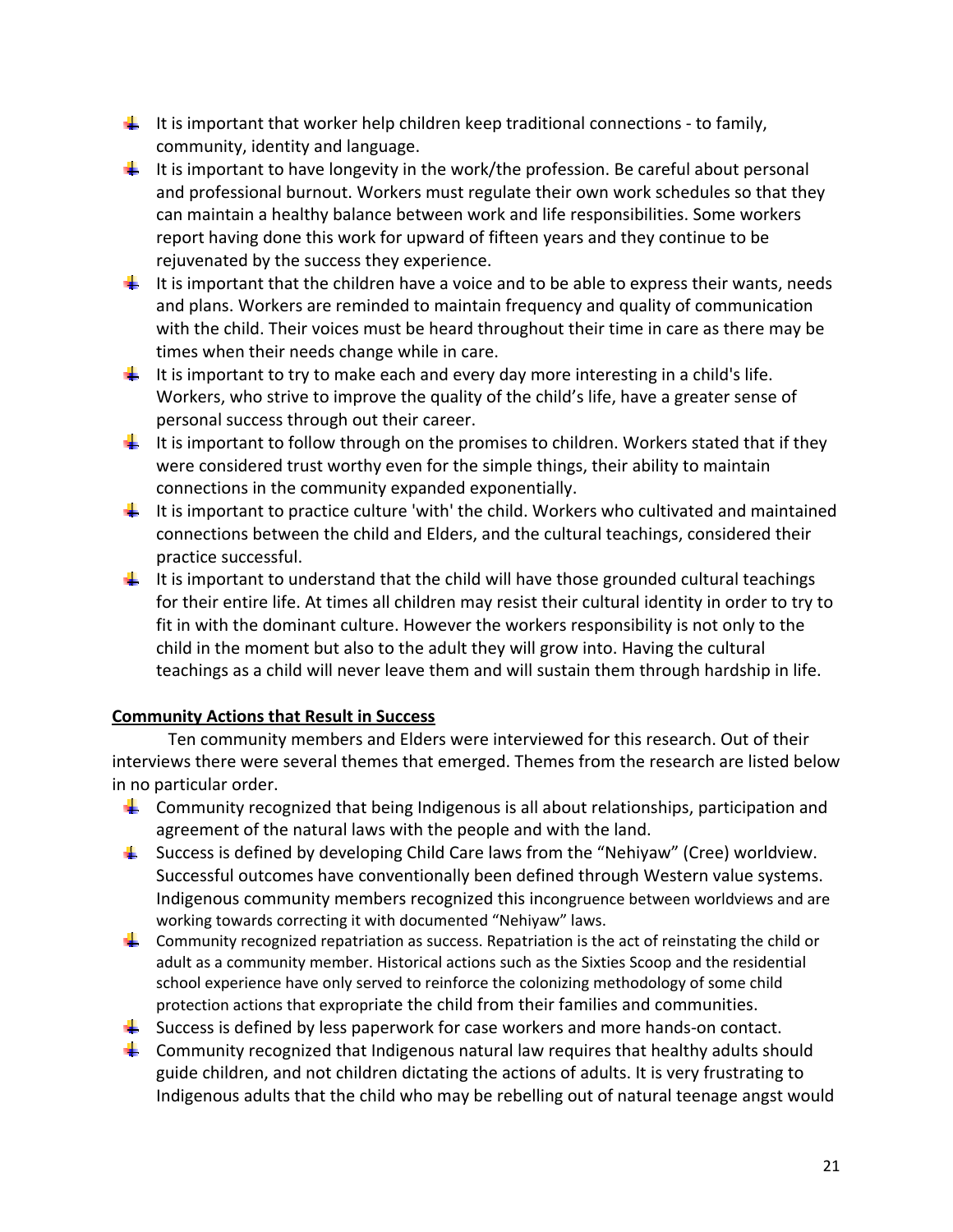- It is important that worker help children keep traditional connections - to family, community, identity and language.
- It is important to have longevity in the work/the profession. Be careful about personal and professional burnout. Workers must regulate their own work schedules so that they can maintain a healthy balance between work and life responsibilities. Some workers report having done this work for upward of fifteen years and they continue to be rejuvenated by the success they experience.
- It is important that the children have a voice and to be able to express their wants, needs and plans. Workers are reminded to maintain frequency and quality of communication with the child. Their voices must be heard throughout their time in care as there may be times when their needs change while in care.
- It is important to try to make each and every day more interesting in a child's life. Workers, who strive to improve the quality of the child's life, have a greater sense of personal success through out their career.
- It is important to follow through on the promises to children. Workers stated that if they were considered trust worthy even for the simple things, their ability to maintain connections in the community expanded exponentially.
- It is important to practice culture 'with' the child. Workers who cultivated and maintained connections between the child and Elders, and the cultural teachings, considered their practice successful.
- It is important to understand that the child will have those grounded cultural teachings for their entire life. At times all children may resist their cultural identity in order to try to fit in with the dominant culture. However the workers responsibility is not only to the child in the moment but also to the adult they will grow into. Having the cultural teachings as a child will never leave them and will sustain them through hardship in life.

**Community Actions that Result in Success**

Ten community members and Elders were interviewed for this research. Out of their interviews there were several themes that emerged. Themes from the research are listed below in no particular order.

- Community recognized that being Indigenous is all about relationships, participation and agreement of the natural laws with the people and with the land.
- Success is defined by developing Child Care laws from the "Nehiyaw" (Cree) worldview. Successful outcomes have conventionally been defined through Western value systems. Indigenous community members recognized this incongruence between worldviews and are working towards correcting it with documented "Nehiyaw" laws.
- Community recognized repatriation as success. Repatriation is the act of reinstating the child or adult as a community member. Historical actions such as the Sixties Scoop and the residential school experience have only served to reinforce the colonizing methodology of some child protection actions that expropriate the child from their families and communities.
- Success is defined by less paperwork for case workers and more hands-on contact.
- Community recognized that Indigenous natural law requires that healthy adults should guide children, and not children dictating the actions of adults. It is very frustrating to Indigenous adults that the child who may be rebelling out of natural teenage angst would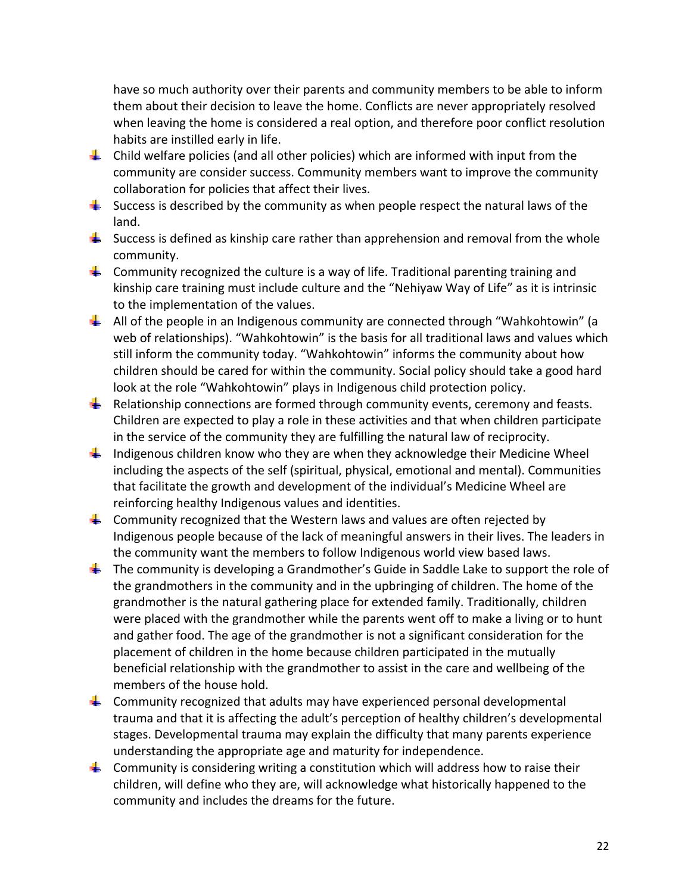have so much authority over their parents and community members to be able to inform them about their decision to leave the home. Conflicts are never appropriately resolved when leaving the home is considered a real option, and therefore poor conflict resolution habits are instilled early in life.

- Child welfare policies (and all other policies) which are informed with input from the community are consider success. Community members want to improve the community collaboration for policies that affect their lives.
- Success is described by the community as when people respect the natural laws of the land.
- Success is defined as kinship care rather than apprehension and removal from the whole community.
- Community recognized the culture is a way of life. Traditional parenting training and kinship care training must include culture and the "Nehiyaw Way of Life" as it is intrinsic to the implementation of the values.
- All of the people in an Indigenous community are connected through "Wahkohtowin" (a web of relationships). "Wahkohtowin" is the basis for all traditional laws and values which still inform the community today. "Wahkohtowin" informs the community about how children should be cared for within the community. Social policy should take a good hard look at the role "Wahkohtowin" plays in Indigenous child protection policy.
- Relationship connections are formed through community events, ceremony and feasts. Children are expected to play a role in these activities and that when children participate in the service of the community they are fulfilling the natural law of reciprocity.
- Indigenous children know who they are when they acknowledge their Medicine Wheel including the aspects of the self (spiritual, physical, emotional and mental). Communities that facilitate the growth and development of the individual's Medicine Wheel are reinforcing healthy Indigenous values and identities.
- Community recognized that the Western laws and values are often rejected by Indigenous people because of the lack of meaningful answers in their lives. The leaders in the community want the members to follow Indigenous world view based laws.
- The community is developing a Grandmother's Guide in Saddle Lake to support the role of the grandmothers in the community and in the upbringing of children. The home of the grandmother is the natural gathering place for extended family. Traditionally, children were placed with the grandmother while the parents went off to make a living or to hunt and gather food. The age of the grandmother is not a significant consideration for the placement of children in the home because children participated in the mutually beneficial relationship with the grandmother to assist in the care and wellbeing of the members of the house hold.
- Community recognized that adults may have experienced personal developmental trauma and that it is affecting the adult's perception of healthy children's developmental stages. Developmental trauma may explain the difficulty that many parents experience understanding the appropriate age and maturity for independence.
- Community is considering writing a constitution which will address how to raise their children, will define who they are, will acknowledge what historically happened to the community and includes the dreams for the future.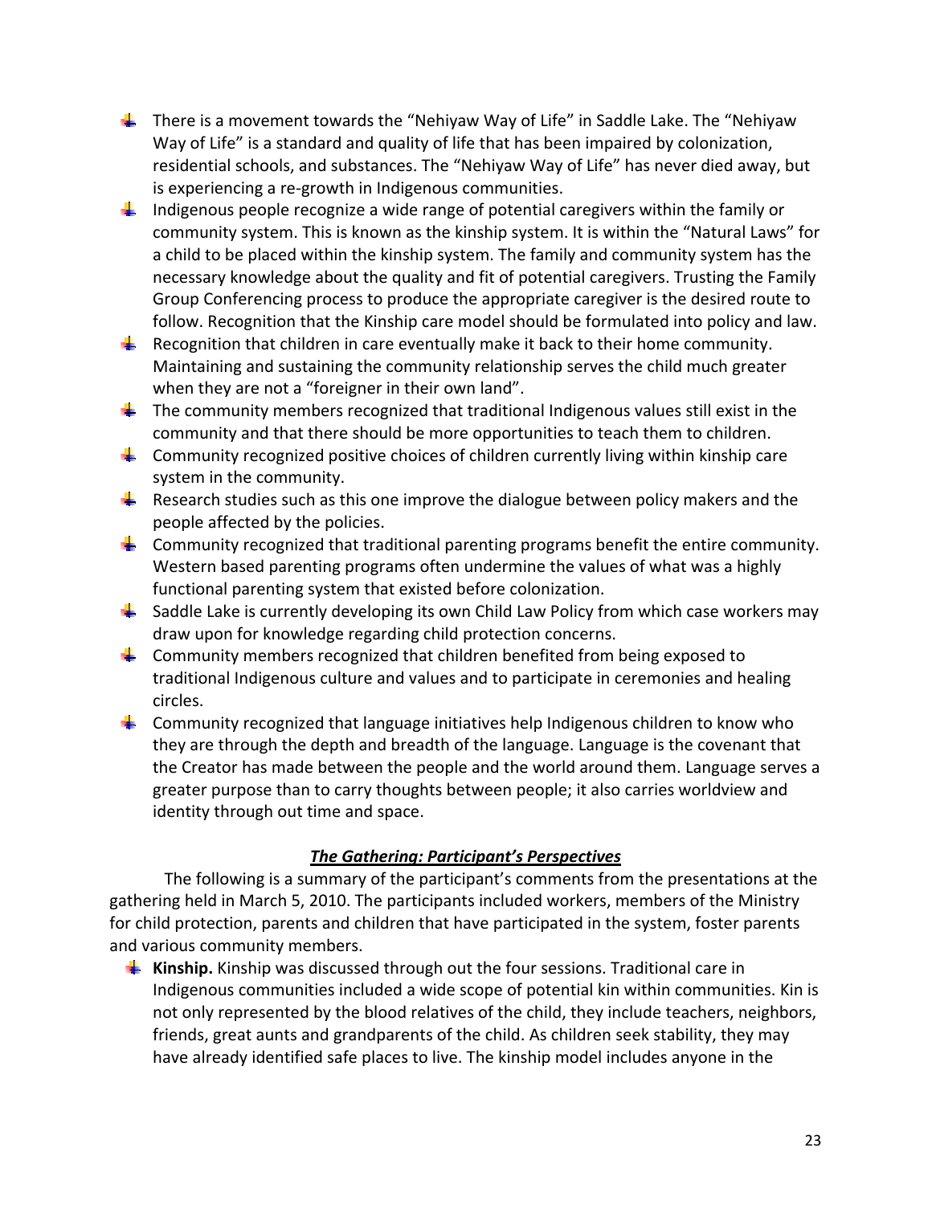- There is a movement towards the "Nehiyaw Way of Life" in Saddle Lake. The "Nehiyaw Way of Life" is a standard and quality of life that has been impaired by colonization, residential schools, and substances. The "Nehiyaw Way of Life" has never died away, but is experiencing a re-growth in Indigenous communities.
- Indigenous people recognize a wide range of potential caregivers within the family or community system. This is known as the kinship system. It is within the "Natural Laws" for a child to be placed within the kinship system. The family and community system has the necessary knowledge about the quality and fit of potential caregivers. Trusting the Family Group Conferencing process to produce the appropriate caregiver is the desired route to follow. Recognition that the Kinship care model should be formulated into policy and law.
- Recognition that children in care eventually make it back to their home community. Maintaining and sustaining the community relationship serves the child much greater when they are not a "foreigner in their own land".
- The community members recognized that traditional Indigenous values still exist in the community and that there should be more opportunities to teach them to children.
- Community recognized positive choices of children currently living within kinship care system in the community.
- Research studies such as this one improve the dialogue between policy makers and the people affected by the policies.
- Community recognized that traditional parenting programs benefit the entire community. Western based parenting programs often undermine the values of what was a highly functional parenting system that existed before colonization.
- Saddle Lake is currently developing its own Child Law Policy from which case workers may draw upon for knowledge regarding child protection concerns.
- Community members recognized that children benefited from being exposed to traditional Indigenous culture and values and to participate in ceremonies and healing circles.
- Community recognized that language initiatives help Indigenous children to know who they are through the depth and breadth of the language. Language is the covenant that the Creator has made between the people and the world around them. Language serves a greater purpose than to carry thoughts between people; it also carries worldview and identity through out time and space.

### ***The Gathering: Participant's Perspectives***

The following is a summary of the participant's comments from the presentations at the gathering held in March 5, 2010. The participants included workers, members of the Ministry for child protection, parents and children that have participated in the system, foster parents and various community members.

- **Kinship.** Kinship was discussed through out the four sessions. Traditional care in Indigenous communities included a wide scope of potential kin within communities. Kin is not only represented by the blood relatives of the child, they include teachers, neighbors, friends, great aunts and grandparents of the child. As children seek stability, they may have already identified safe places to live. The kinship model includes anyone in the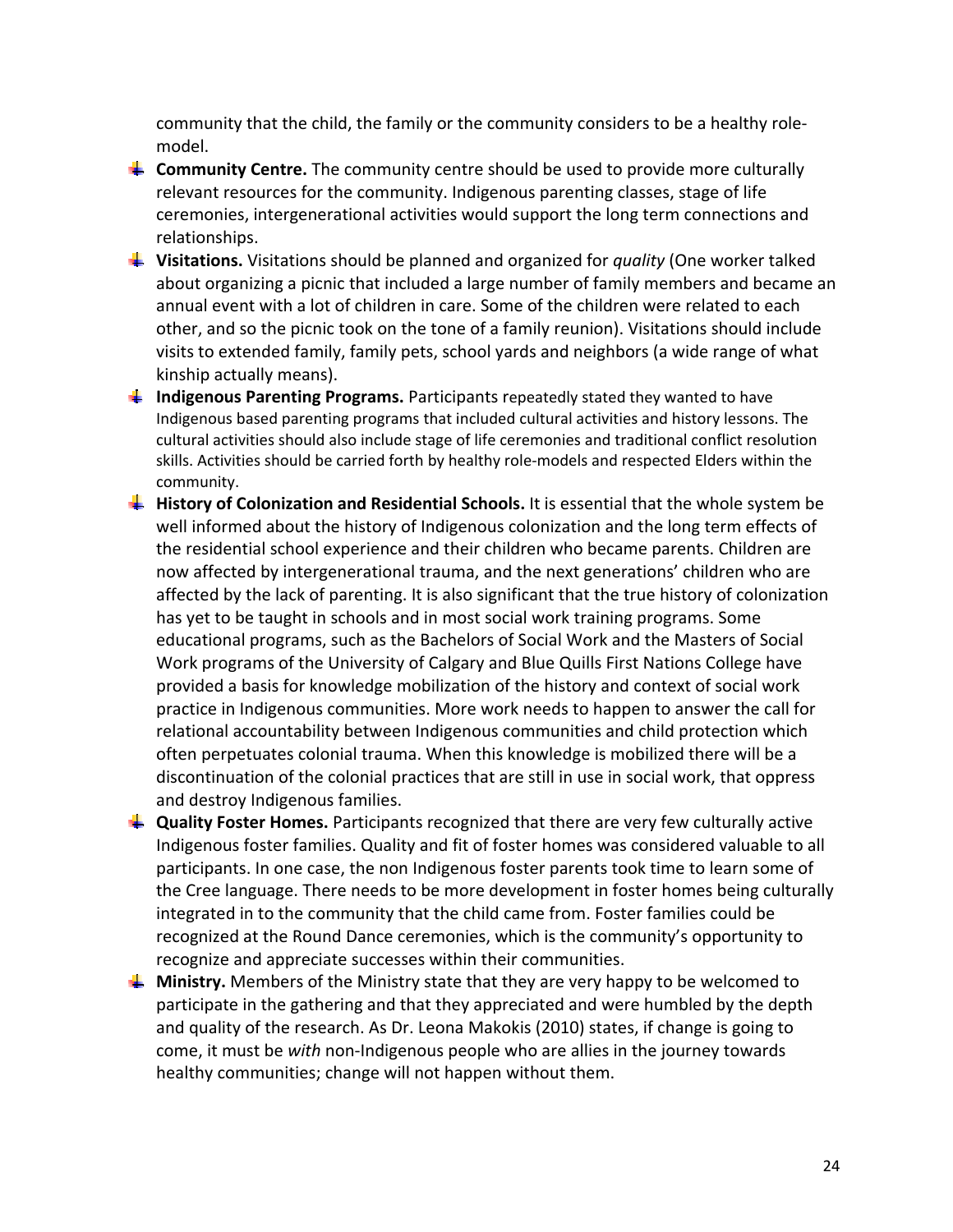community that the child, the family or the community considers to be a healthy role-model.

- **Community Centre.** The community centre should be used to provide more culturally relevant resources for the community. Indigenous parenting classes, stage of life ceremonies, intergenerational activities would support the long term connections and relationships.
- **Visitations.** Visitations should be planned and organized for *quality* (One worker talked about organizing a picnic that included a large number of family members and became an annual event with a lot of children in care. Some of the children were related to each other, and so the picnic took on the tone of a family reunion). Visitations should include visits to extended family, family pets, school yards and neighbors (a wide range of what kinship actually means).
- **Indigenous Parenting Programs.** Participants repeatedly stated they wanted to have Indigenous based parenting programs that included cultural activities and history lessons. The cultural activities should also include stage of life ceremonies and traditional conflict resolution skills. Activities should be carried forth by healthy role-models and respected Elders within the community.
- **History of Colonization and Residential Schools.** It is essential that the whole system be well informed about the history of Indigenous colonization and the long term effects of the residential school experience and their children who became parents. Children are now affected by intergenerational trauma, and the next generations' children who are affected by the lack of parenting. It is also significant that the true history of colonization has yet to be taught in schools and in most social work training programs. Some educational programs, such as the Bachelors of Social Work and the Masters of Social Work programs of the University of Calgary and Blue Quills First Nations College have provided a basis for knowledge mobilization of the history and context of social work practice in Indigenous communities. More work needs to happen to answer the call for relational accountability between Indigenous communities and child protection which often perpetuates colonial trauma. When this knowledge is mobilized there will be a discontinuation of the colonial practices that are still in use in social work, that oppress and destroy Indigenous families.
- **Quality Foster Homes.** Participants recognized that there are very few culturally active Indigenous foster families. Quality and fit of foster homes was considered valuable to all participants. In one case, the non Indigenous foster parents took time to learn some of the Cree language. There needs to be more development in foster homes being culturally integrated in to the community that the child came from. Foster families could be recognized at the Round Dance ceremonies, which is the community's opportunity to recognize and appreciate successes within their communities.
- **Ministry.** Members of the Ministry state that they are very happy to be welcomed to participate in the gathering and that they appreciated and were humbled by the depth and quality of the research. As Dr. Leona Makokis (2010) states, if change is going to come, it must be *with* non-Indigenous people who are allies in the journey towards healthy communities; change will not happen without them.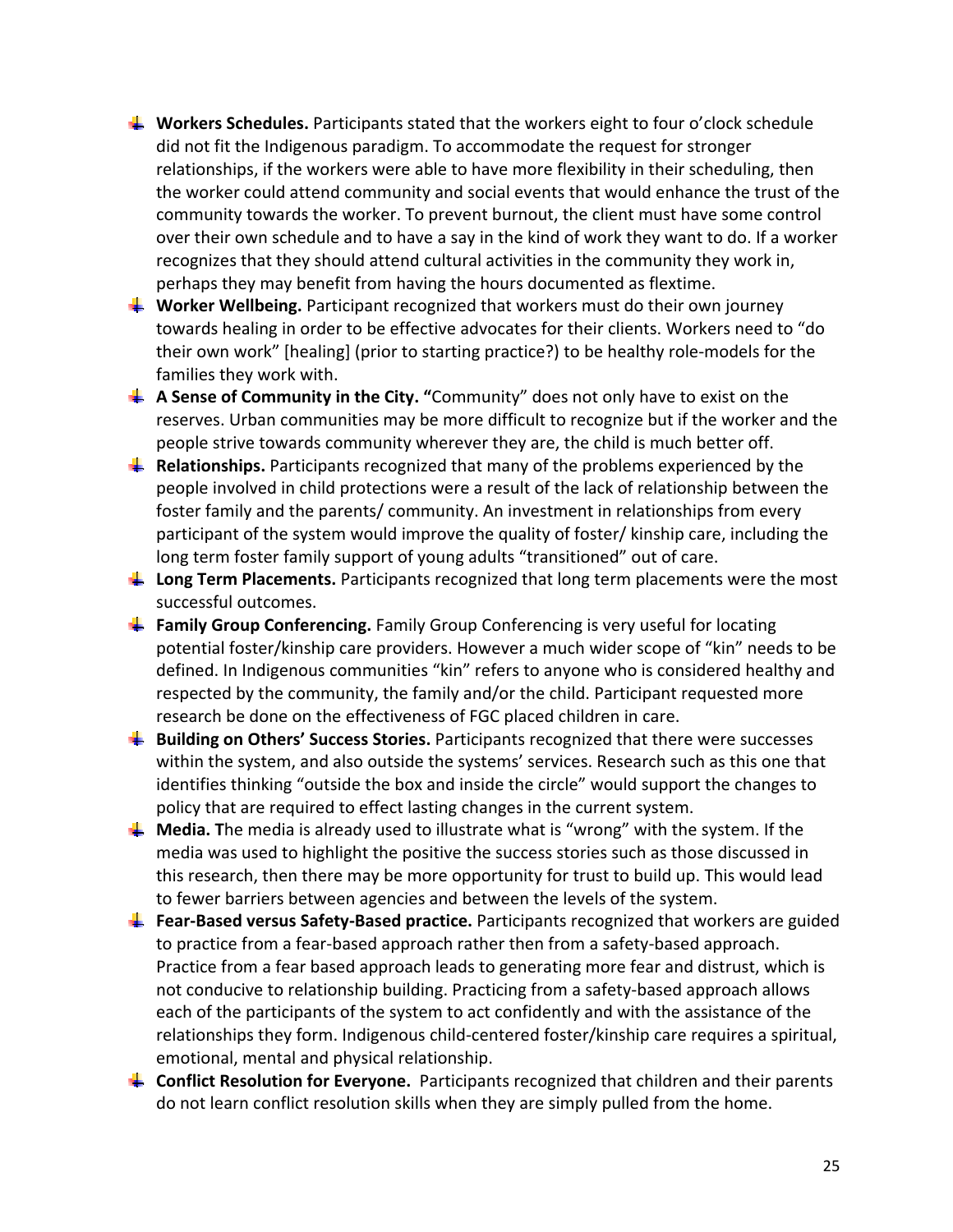- **Workers Schedules.** Participants stated that the workers eight to four o'clock schedule did not fit the Indigenous paradigm. To accommodate the request for stronger relationships, if the workers were able to have more flexibility in their scheduling, then the worker could attend community and social events that would enhance the trust of the community towards the worker. To prevent burnout, the client must have some control over their own schedule and to have a say in the kind of work they want to do. If a worker recognizes that they should attend cultural activities in the community they work in, perhaps they may benefit from having the hours documented as flextime.
- **Worker Wellbeing.** Participant recognized that workers must do their own journey towards healing in order to be effective advocates for their clients. Workers need to "do their own work" [healing] (prior to starting practice?) to be healthy role-models for the families they work with.
- **A Sense of Community in the City.** "Community" does not only have to exist on the reserves. Urban communities may be more difficult to recognize but if the worker and the people strive towards community wherever they are, the child is much better off.
- **Relationships.** Participants recognized that many of the problems experienced by the people involved in child protections were a result of the lack of relationship between the foster family and the parents/ community. An investment in relationships from every participant of the system would improve the quality of foster/ kinship care, including the long term foster family support of young adults "transitioned" out of care.
- **Long Term Placements.** Participants recognized that long term placements were the most successful outcomes.
- **Family Group Conferencing.** Family Group Conferencing is very useful for locating potential foster/kinship care providers. However a much wider scope of "kin" needs to be defined. In Indigenous communities "kin" refers to anyone who is considered healthy and respected by the community, the family and/or the child. Participant requested more research be done on the effectiveness of FGC placed children in care.
- **Building on Others' Success Stories.** Participants recognized that there were successes within the system, and also outside the systems' services. Research such as this one that identifies thinking "outside the box and inside the circle" would support the changes to policy that are required to effect lasting changes in the current system.
- **Media. T**he media is already used to illustrate what is "wrong" with the system. If the media was used to highlight the positive the success stories such as those discussed in this research, then there may be more opportunity for trust to build up. This would lead to fewer barriers between agencies and between the levels of the system.
- **Fear-Based versus Safety-Based practice.** Participants recognized that workers are guided to practice from a fear-based approach rather then from a safety-based approach. Practice from a fear based approach leads to generating more fear and distrust, which is not conducive to relationship building. Practicing from a safety-based approach allows each of the participants of the system to act confidently and with the assistance of the relationships they form. Indigenous child-centered foster/kinship care requires a spiritual, emotional, mental and physical relationship.
- **Conflict Resolution for Everyone.** Participants recognized that children and their parents do not learn conflict resolution skills when they are simply pulled from the home.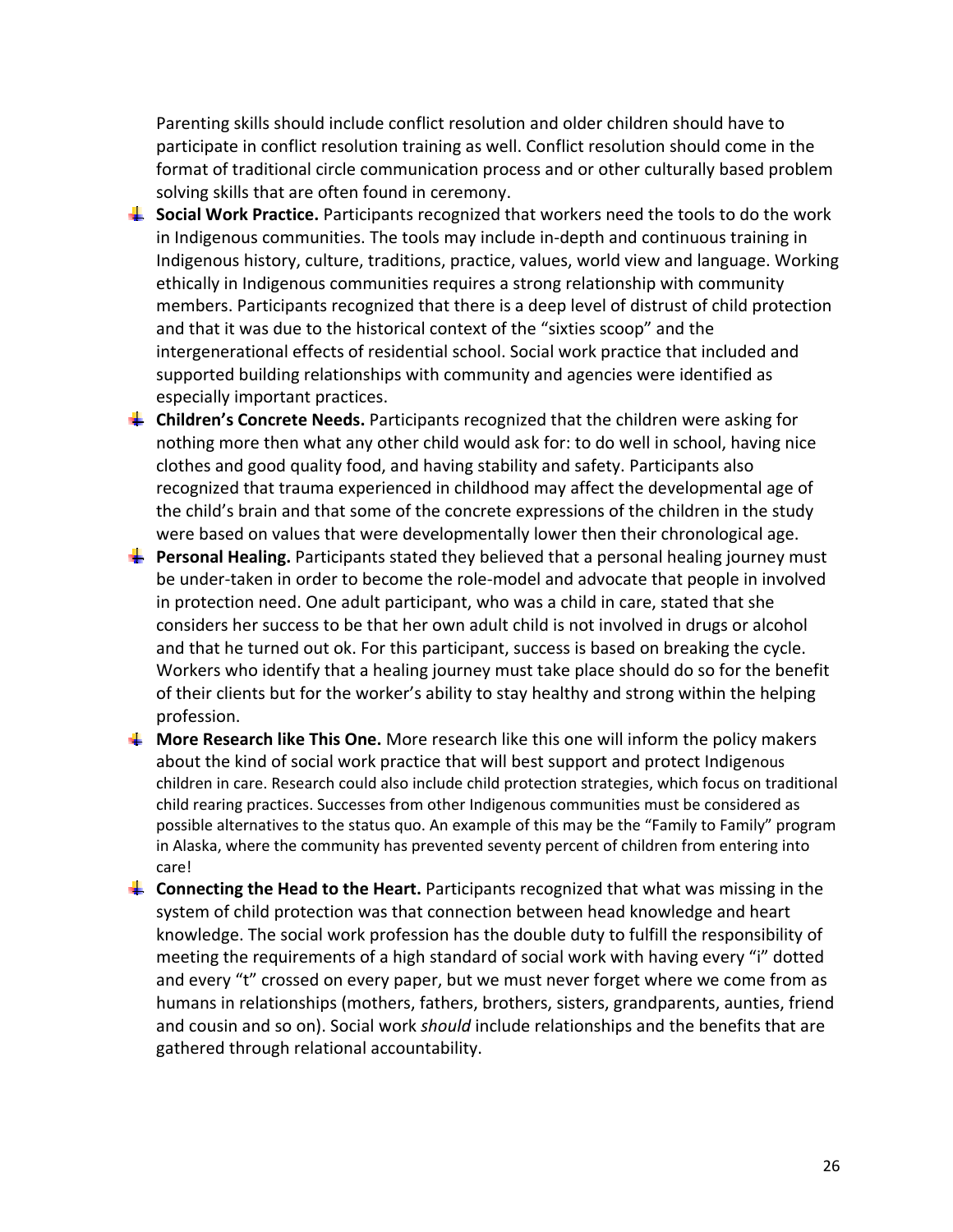Parenting skills should include conflict resolution and older children should have to participate in conflict resolution training as well. Conflict resolution should come in the format of traditional circle communication process and or other culturally based problem solving skills that are often found in ceremony.

- **Social Work Practice.** Participants recognized that workers need the tools to do the work in Indigenous communities. The tools may include in-depth and continuous training in Indigenous history, culture, traditions, practice, values, world view and language. Working ethically in Indigenous communities requires a strong relationship with community members. Participants recognized that there is a deep level of distrust of child protection and that it was due to the historical context of the "sixties scoop" and the intergenerational effects of residential school. Social work practice that included and supported building relationships with community and agencies were identified as especially important practices.
- **Children's Concrete Needs.** Participants recognized that the children were asking for nothing more then what any other child would ask for: to do well in school, having nice clothes and good quality food, and having stability and safety. Participants also recognized that trauma experienced in childhood may affect the developmental age of the child's brain and that some of the concrete expressions of the children in the study were based on values that were developmentally lower then their chronological age.
- **Personal Healing.** Participants stated they believed that a personal healing journey must be under-taken in order to become the role-model and advocate that people in involved in protection need. One adult participant, who was a child in care, stated that she considers her success to be that her own adult child is not involved in drugs or alcohol and that he turned out ok. For this participant, success is based on breaking the cycle. Workers who identify that a healing journey must take place should do so for the benefit of their clients but for the worker's ability to stay healthy and strong within the helping profession.
- **More Research like This One.** More research like this one will inform the policy makers about the kind of social work practice that will best support and protect Indigenous children in care. Research could also include child protection strategies, which focus on traditional child rearing practices. Successes from other Indigenous communities must be considered as possible alternatives to the status quo. An example of this may be the "Family to Family" program in Alaska, where the community has prevented seventy percent of children from entering into care!
- **Connecting the Head to the Heart.** Participants recognized that what was missing in the system of child protection was that connection between head knowledge and heart knowledge. The social work profession has the double duty to fulfill the responsibility of meeting the requirements of a high standard of social work with having every "i" dotted and every "t" crossed on every paper, but we must never forget where we come from as humans in relationships (mothers, fathers, brothers, sisters, grandparents, aunties, friend and cousin and so on). Social work *should* include relationships and the benefits that are gathered through relational accountability.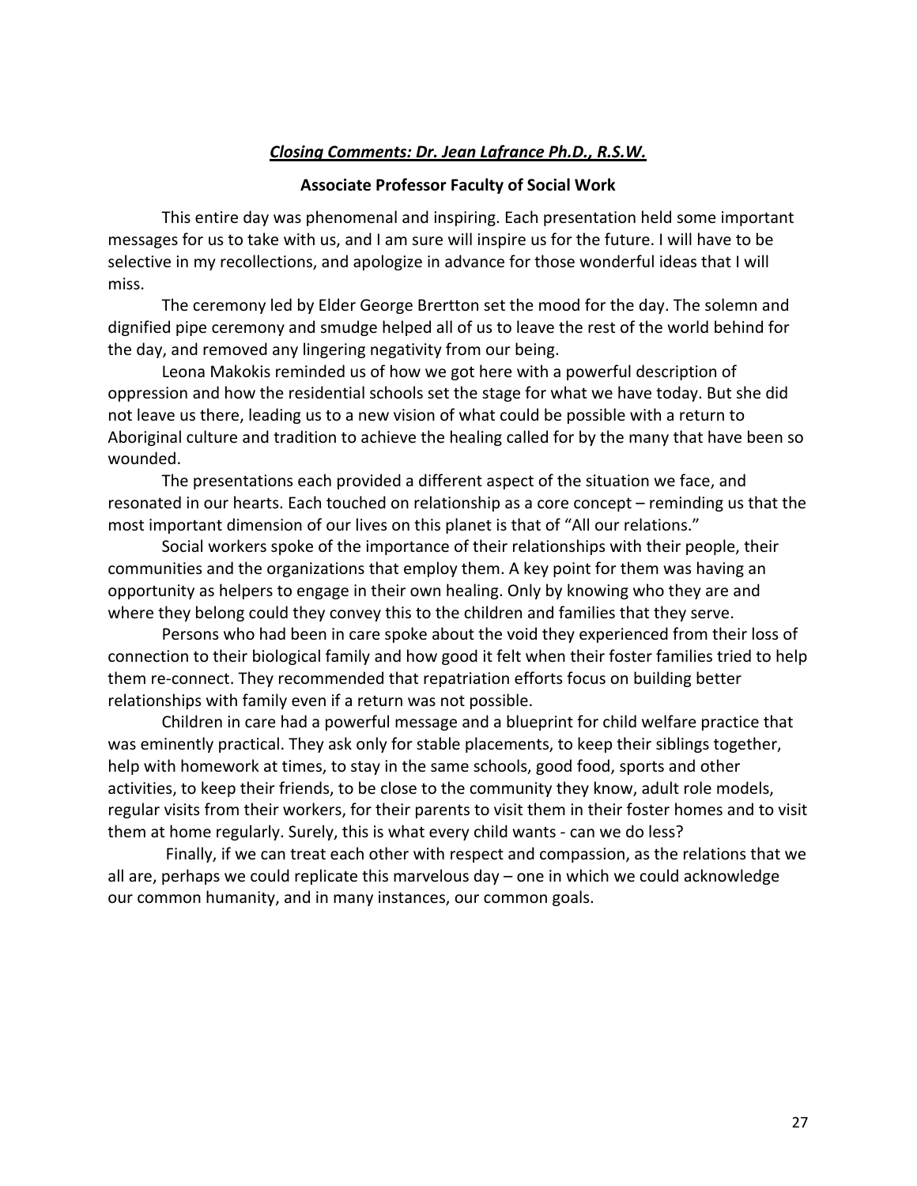## ***Closing Comments: Dr. Jean Lafrance Ph.D., R.S.W.***

**Associate Professor Faculty of Social Work**

This entire day was phenomenal and inspiring. Each presentation held some important messages for us to take with us, and I am sure will inspire us for the future. I will have to be selective in my recollections, and apologize in advance for those wonderful ideas that I will miss.

The ceremony led by Elder George Brertton set the mood for the day. The solemn and dignified pipe ceremony and smudge helped all of us to leave the rest of the world behind for the day, and removed any lingering negativity from our being.

Leona Makokis reminded us of how we got here with a powerful description of oppression and how the residential schools set the stage for what we have today. But she did not leave us there, leading us to a new vision of what could be possible with a return to Aboriginal culture and tradition to achieve the healing called for by the many that have been so wounded.

The presentations each provided a different aspect of the situation we face, and resonated in our hearts. Each touched on relationship as a core concept – reminding us that the most important dimension of our lives on this planet is that of "All our relations."

Social workers spoke of the importance of their relationships with their people, their communities and the organizations that employ them. A key point for them was having an opportunity as helpers to engage in their own healing. Only by knowing who they are and where they belong could they convey this to the children and families that they serve.

Persons who had been in care spoke about the void they experienced from their loss of connection to their biological family and how good it felt when their foster families tried to help them re-connect. They recommended that repatriation efforts focus on building better relationships with family even if a return was not possible.

Children in care had a powerful message and a blueprint for child welfare practice that was eminently practical. They ask only for stable placements, to keep their siblings together, help with homework at times, to stay in the same schools, good food, sports and other activities, to keep their friends, to be close to the community they know, adult role models, regular visits from their workers, for their parents to visit them in their foster homes and to visit them at home regularly. Surely, this is what every child wants - can we do less?

Finally, if we can treat each other with respect and compassion, as the relations that we all are, perhaps we could replicate this marvelous day – one in which we could acknowledge our common humanity, and in many instances, our common goals.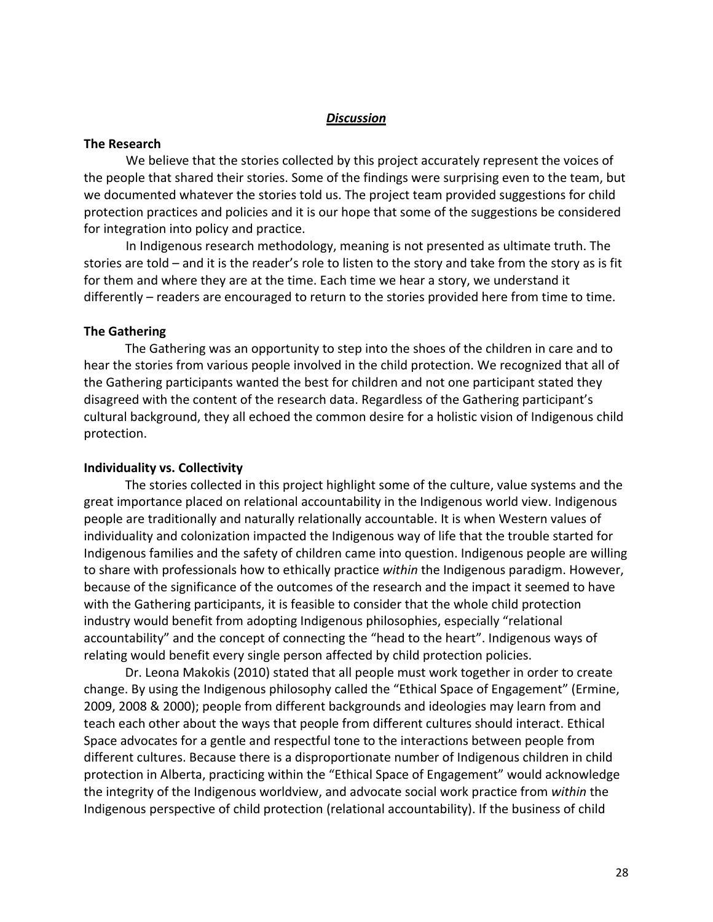## ***Discussion***

**The Research**

We believe that the stories collected by this project accurately represent the voices of the people that shared their stories. Some of the findings were surprising even to the team, but we documented whatever the stories told us. The project team provided suggestions for child protection practices and policies and it is our hope that some of the suggestions be considered for integration into policy and practice.

In Indigenous research methodology, meaning is not presented as ultimate truth. The stories are told – and it is the reader's role to listen to the story and take from the story as is fit for them and where they are at the time. Each time we hear a story, we understand it differently – readers are encouraged to return to the stories provided here from time to time.

**The Gathering**

The Gathering was an opportunity to step into the shoes of the children in care and to hear the stories from various people involved in the child protection. We recognized that all of the Gathering participants wanted the best for children and not one participant stated they disagreed with the content of the research data. Regardless of the Gathering participant's cultural background, they all echoed the common desire for a holistic vision of Indigenous child protection.

**Individuality vs. Collectivity**

The stories collected in this project highlight some of the culture, value systems and the great importance placed on relational accountability in the Indigenous world view. Indigenous people are traditionally and naturally relationally accountable. It is when Western values of individuality and colonization impacted the Indigenous way of life that the trouble started for Indigenous families and the safety of children came into question. Indigenous people are willing to share with professionals how to ethically practice *within* the Indigenous paradigm. However, because of the significance of the outcomes of the research and the impact it seemed to have with the Gathering participants, it is feasible to consider that the whole child protection industry would benefit from adopting Indigenous philosophies, especially "relational accountability" and the concept of connecting the "head to the heart". Indigenous ways of relating would benefit every single person affected by child protection policies.

Dr. Leona Makokis (2010) stated that all people must work together in order to create change. By using the Indigenous philosophy called the "Ethical Space of Engagement" (Ermine, 2009, 2008 & 2000); people from different backgrounds and ideologies may learn from and teach each other about the ways that people from different cultures should interact. Ethical Space advocates for a gentle and respectful tone to the interactions between people from different cultures. Because there is a disproportionate number of Indigenous children in child protection in Alberta, practicing within the "Ethical Space of Engagement" would acknowledge the integrity of the Indigenous worldview, and advocate social work practice from *within* the Indigenous perspective of child protection (relational accountability). If the business of child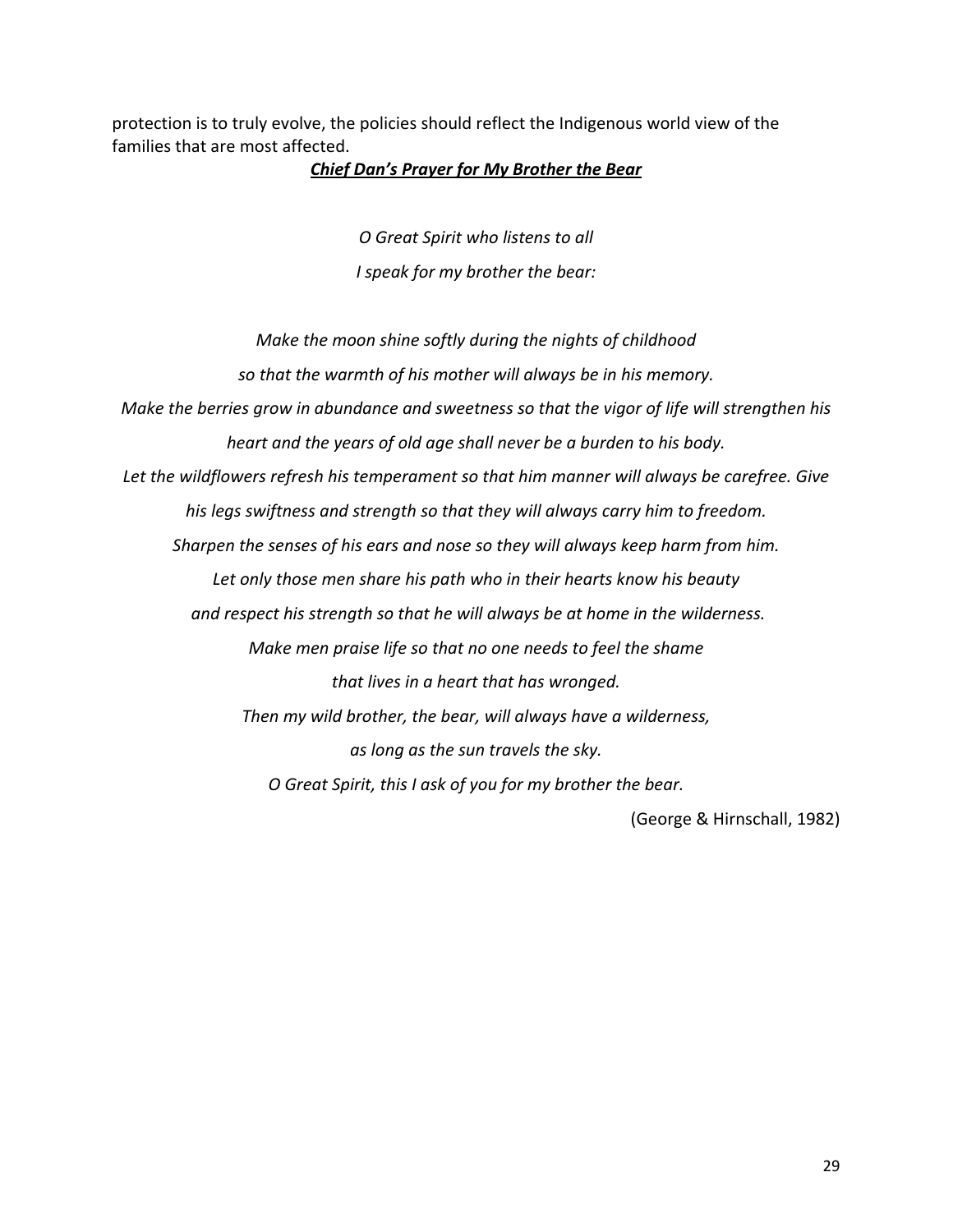protection is to truly evolve, the policies should reflect the Indigenous world view of the families that are most affected.

***Chief Dan's Prayer for My Brother the Bear***

*O Great Spirit who listens to all*
*I speak for my brother the bear:*

*Make the moon shine softly during the nights of childhood*
*so that the warmth of his mother will always be in his memory.*
*Make the berries grow in abundance and sweetness so that the vigor of life will strengthen his heart and the years of old age shall never be a burden to his body.*
*Let the wildflowers refresh his temperament so that him manner will always be carefree. Give his legs swiftness and strength so that they will always carry him to freedom.*
*Sharpen the senses of his ears and nose so they will always keep harm from him.*
*Let only those men share his path who in their hearts know his beauty*
*and respect his strength so that he will always be at home in the wilderness.*
*Make men praise life so that no one needs to feel the shame*
*that lives in a heart that has wronged.*
*Then my wild brother, the bear, will always have a wilderness,*
*as long as the sun travels the sky.*
*O Great Spirit, this I ask of you for my brother the bear.*

(George & Hirnschall, 1982)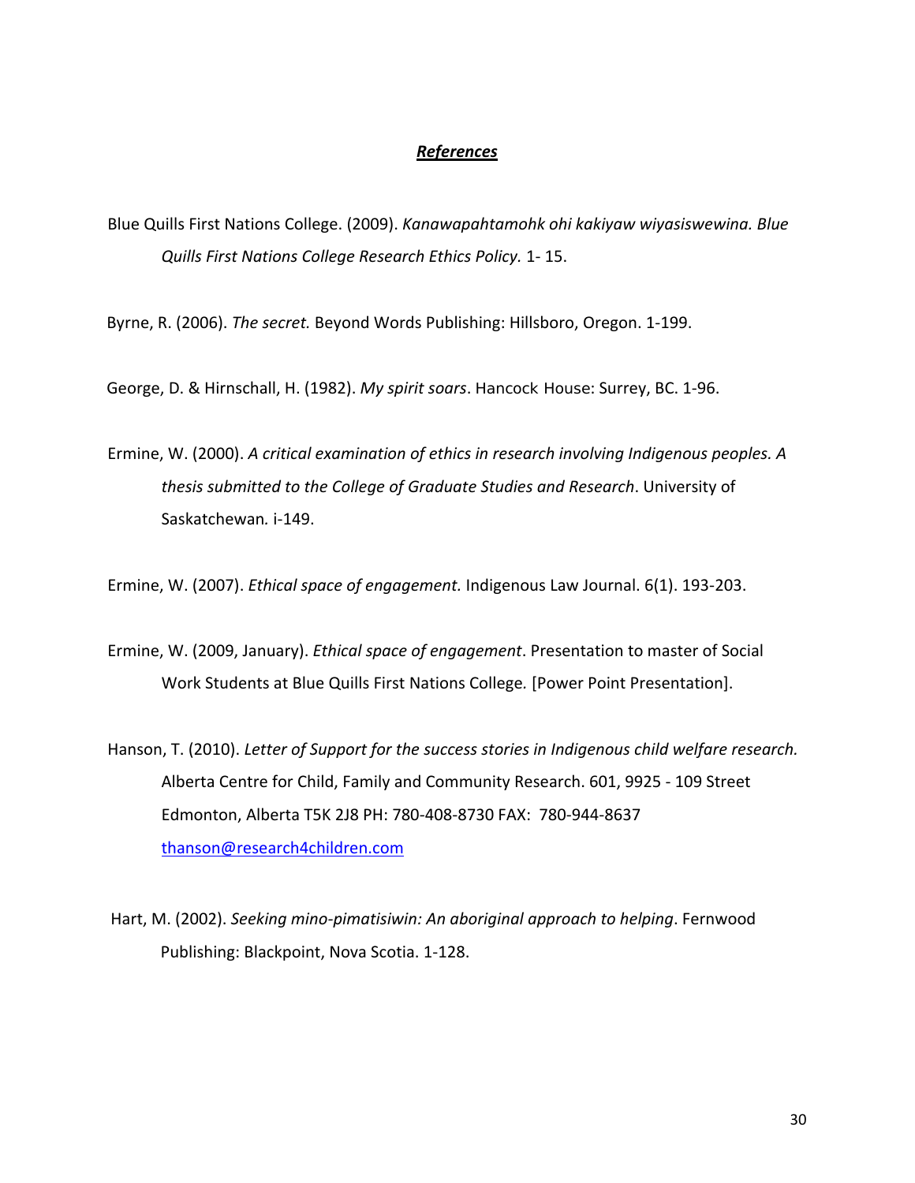## ***References***

Blue Quills First Nations College. (2009). *Kanawapahtamohk ohi kakiyaw wiyasiswewina. Blue Quills First Nations College Research Ethics Policy.* 1- 15.

Byrne, R. (2006). *The secret.* Beyond Words Publishing: Hillsboro, Oregon. 1-199.

George, D. & Hirnschall, H. (1982). *My spirit soars*. Hancock House: Surrey, BC. 1-96.

Ermine, W. (2000). *A critical examination of ethics in research involving Indigenous peoples. A thesis submitted to the College of Graduate Studies and Research*. University of Saskatchewan*.* i-149.

Ermine, W. (2007). *Ethical space of engagement.* Indigenous Law Journal. 6(1). 193-203.

Ermine, W. (2009, January). *Ethical space of engagement*. Presentation to master of Social Work Students at Blue Quills First Nations College*.* [Power Point Presentation].

Hanson, T. (2010). *Letter of Support for the success stories in Indigenous child welfare research.* Alberta Centre for Child, Family and Community Research. 601, 9925 - 109 Street Edmonton, Alberta T5K 2J8 PH: 780-408-8730 FAX: 780-944-8637 thanson@research4children.com

Hart, M. (2002). *Seeking mino-pimatisiwin: An aboriginal approach to helping*. Fernwood Publishing: Blackpoint, Nova Scotia. 1-128.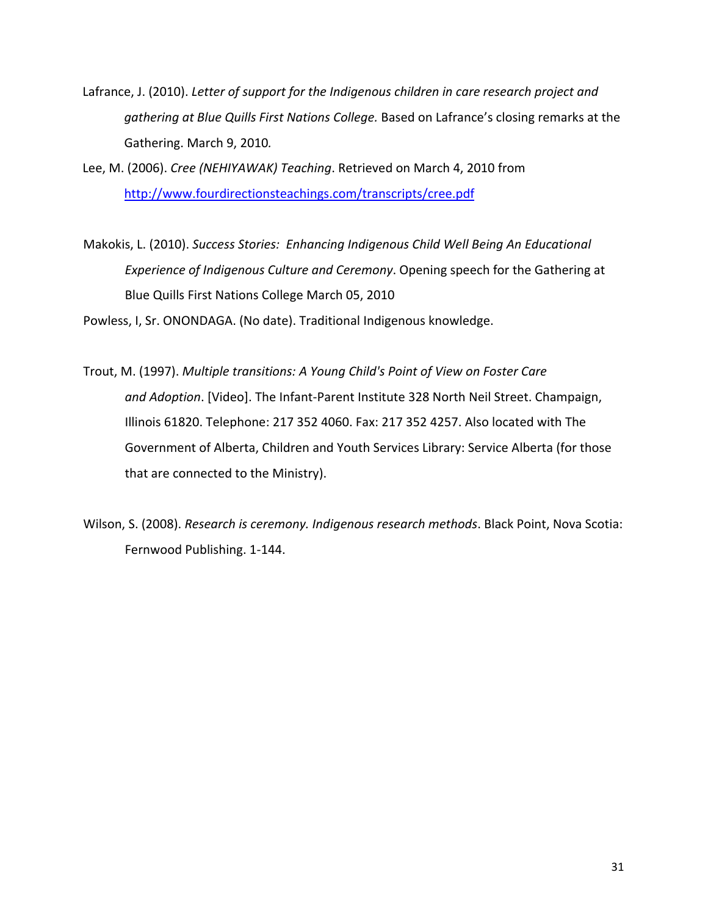Lafrance, J. (2010). *Letter of support for the Indigenous children in care research project and gathering at Blue Quills First Nations College.* Based on Lafrance's closing remarks at the Gathering. March 9, 2010*.*

Lee, M. (2006). *Cree (NEHIYAWAK) Teaching*. Retrieved on March 4, 2010 from http://www.fourdirectionsteachings.com/transcripts/cree.pdf

Makokis, L. (2010). *Success Stories: Enhancing Indigenous Child Well Being An Educational Experience of Indigenous Culture and Ceremony*. Opening speech for the Gathering at Blue Quills First Nations College March 05, 2010

Powless, I, Sr. ONONDAGA. (No date). Traditional Indigenous knowledge.

Trout, M. (1997). *Multiple transitions: A Young Child's Point of View on Foster Care and Adoption*. [Video]. The Infant-Parent Institute 328 North Neil Street. Champaign, Illinois 61820. Telephone: 217 352 4060. Fax: 217 352 4257. Also located with The Government of Alberta, Children and Youth Services Library: Service Alberta (for those that are connected to the Ministry).

Wilson, S. (2008). *Research is ceremony. Indigenous research methods*. Black Point, Nova Scotia: Fernwood Publishing. 1-144.